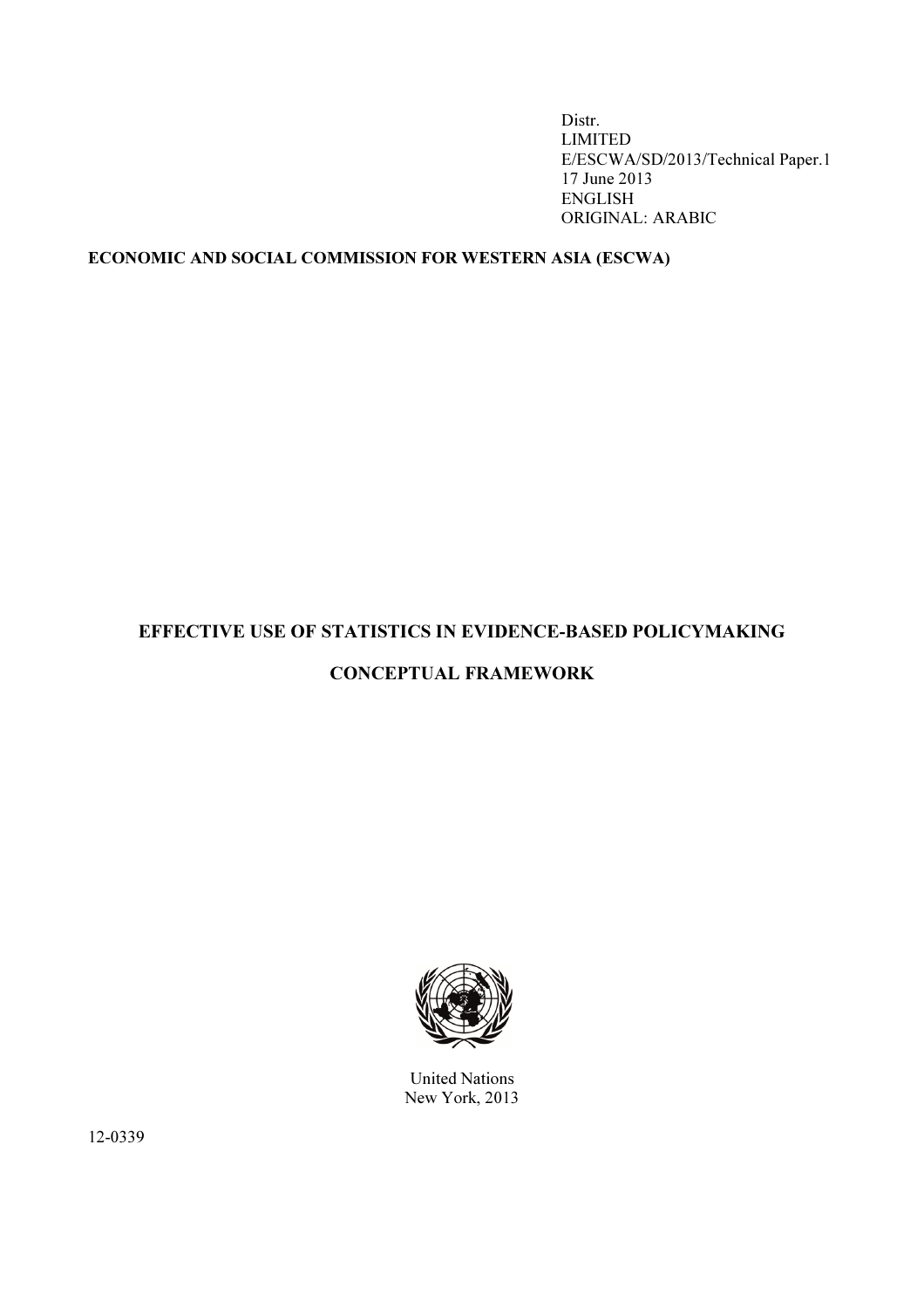Distr.
LIMITED
E/ESCWA/SD/2013/Technical Paper.1
17 June 2013
ENGLISH
ORIGINAL: ARABIC

**ECONOMIC AND SOCIAL COMMISSION FOR WESTERN ASIA (ESCWA)**

# EFFECTIVE USE OF STATISTICS IN EVIDENCE-BASED POLICYMAKING

# CONCEPTUAL FRAMEWORK

United Nations
New York, 2013

12-0339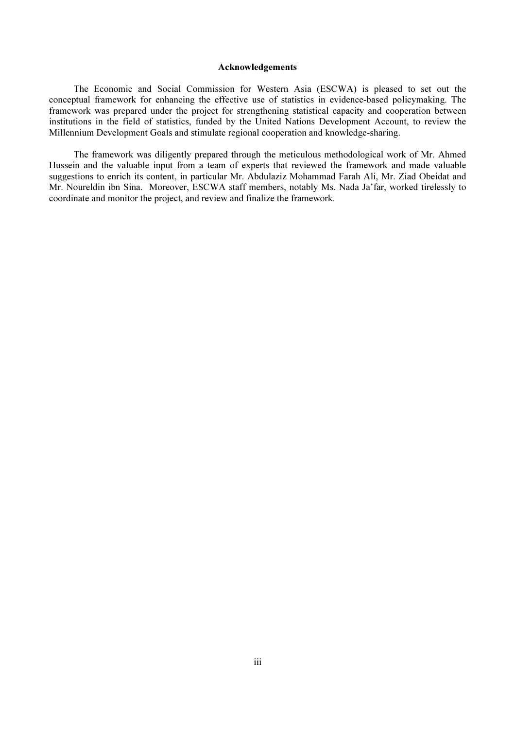## Acknowledgements

The Economic and Social Commission for Western Asia (ESCWA) is pleased to set out the conceptual framework for enhancing the effective use of statistics in evidence-based policymaking. The framework was prepared under the project for strengthening statistical capacity and cooperation between institutions in the field of statistics, funded by the United Nations Development Account, to review the Millennium Development Goals and stimulate regional cooperation and knowledge-sharing.

The framework was diligently prepared through the meticulous methodological work of Mr. Ahmed Hussein and the valuable input from a team of experts that reviewed the framework and made valuable suggestions to enrich its content, in particular Mr. Abdulaziz Mohammad Farah Ali, Mr. Ziad Obeidat and Mr. Noureldin ibn Sina. Moreover, ESCWA staff members, notably Ms. Nada Ja'far, worked tirelessly to coordinate and monitor the project, and review and finalize the framework.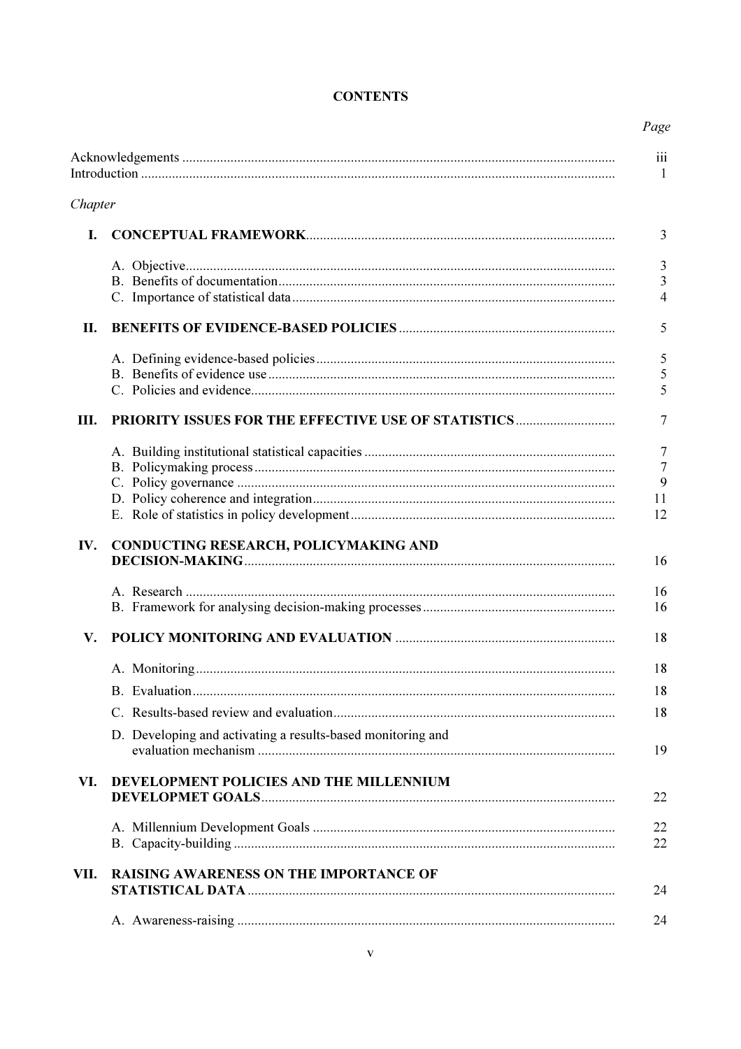**CONTENTS**

| | | *Page* |
|---|---|---|
| Acknowledgements | | iii |
| Introduction | | 1 |
| *Chapter* | | |
| **I.** | **CONCEPTUAL FRAMEWORK** | 3 |
| | A. Objective | 3 |
| | B. Benefits of documentation | 3 |
| | C. Importance of statistical data | 4 |
| **II.** | **BENEFITS OF EVIDENCE-BASED POLICIES** | 5 |
| | A. Defining evidence-based policies | 5 |
| | B. Benefits of evidence use | 5 |
| | C. Policies and evidence | 5 |
| **III.** | **PRIORITY ISSUES FOR THE EFFECTIVE USE OF STATISTICS** | 7 |
| | A. Building institutional statistical capacities | 7 |
| | B. Policymaking process | 7 |
| | C. Policy governance | 9 |
| | D. Policy coherence and integration | 11 |
| | E. Role of statistics in policy development | 12 |
| **IV.** | **CONDUCTING RESEARCH, POLICYMAKING AND DECISION-MAKING** | 16 |
| | A. Research | 16 |
| | B. Framework for analysing decision-making processes | 16 |
| **V.** | **POLICY MONITORING AND EVALUATION** | 18 |
| | A. Monitoring | 18 |
| | B. Evaluation | 18 |
| | C. Results-based review and evaluation | 18 |
| | D. Developing and activating a results-based monitoring and evaluation mechanism | 19 |
| **VI.** | **DEVELOPMENT POLICIES AND THE MILLENNIUM DEVELOPMET GOALS** | 22 |
| | A. Millennium Development Goals | 22 |
| | B. Capacity-building | 22 |
| **VII.** | **RAISING AWARENESS ON THE IMPORTANCE OF STATISTICAL DATA** | 24 |
| | A. Awareness-raising | 24 |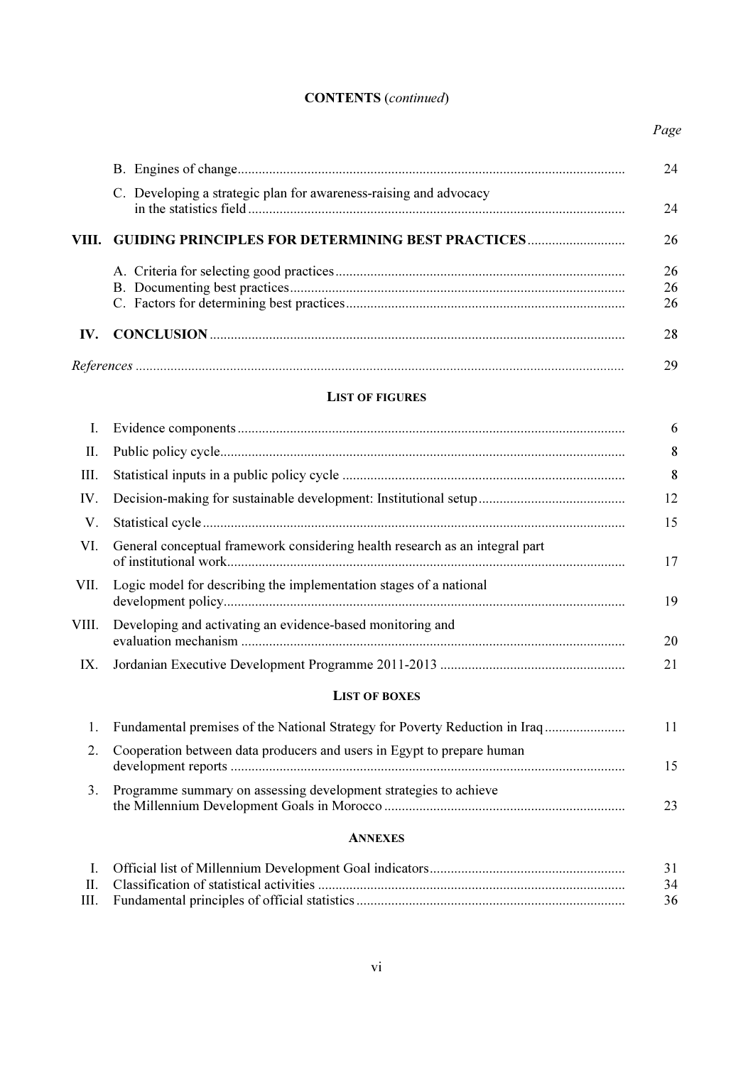**CONTENTS** (*continued*)

*Page*

B. Engines of change .............................................................................................................. 24

C. Developing a strategic plan for awareness-raising and advocacy in the statistics field .......................................................................................................... 24

**VIII. GUIDING PRINCIPLES FOR DETERMINING BEST PRACTICES** ............................ 26

A. Criteria for selecting good practices .................................................................................. 26
B. Documenting best practices ............................................................................................... 26
C. Factors for determining best practices ............................................................................... 26

**IV. CONCLUSION** ...................................................................................................................... 28

*References* ........................................................................................................................................... 29

**LIST OF FIGURES**

I. Evidence components ............................................................................................................. 6

II. Public policy cycle .................................................................................................................. 8

III. Statistical inputs in a public policy cycle ................................................................................ 8

IV. Decision-making for sustainable development: Institutional setup ......................................... 12

V. Statistical cycle ....................................................................................................................... 15

VI. General conceptual framework considering health research as an integral part of institutional work ................................................................................................................. 17

VII. Logic model for describing the implementation stages of a national development policy .................................................................................................................. 19

VIII. Developing and activating an evidence-based monitoring and evaluation mechanism ............................................................................................................. 20

IX. Jordanian Executive Development Programme 2011-2013 .................................................... 21

**LIST OF BOXES**

1. Fundamental premises of the National Strategy for Poverty Reduction in Iraq ....................... 11

2. Cooperation between data producers and users in Egypt to prepare human development reports ................................................................................................................ 15

3. Programme summary on assessing development strategies to achieve the Millennium Development Goals in Morocco .................................................................... 23

**ANNEXES**

I. Official list of Millennium Development Goal indicators ........................................................ 31
II. Classification of statistical activities ....................................................................................... 34
III. Fundamental principles of official statistics ............................................................................ 36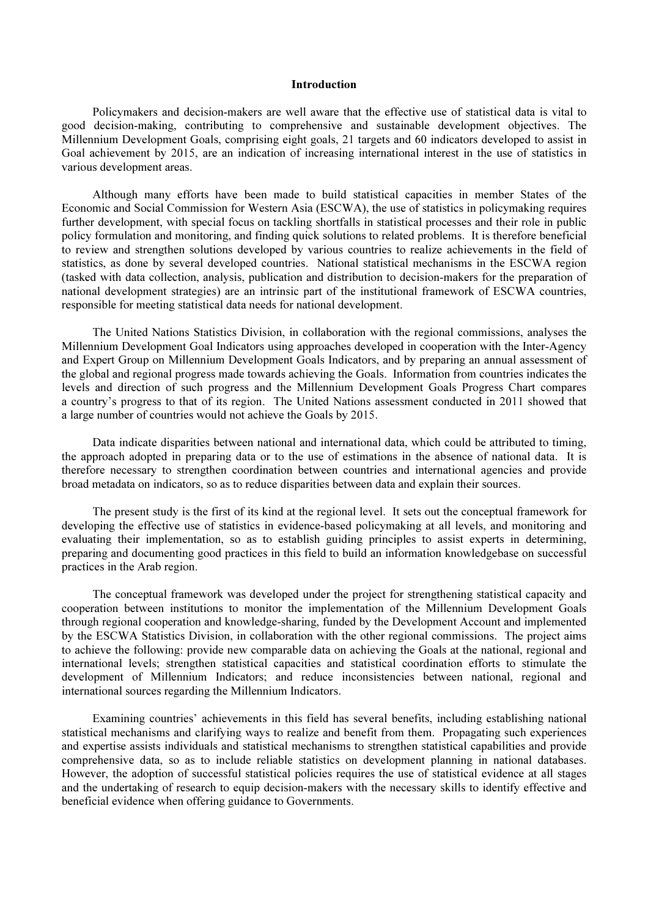# Introduction

Policymakers and decision-makers are well aware that the effective use of statistical data is vital to good decision-making, contributing to comprehensive and sustainable development objectives. The Millennium Development Goals, comprising eight goals, 21 targets and 60 indicators developed to assist in Goal achievement by 2015, are an indication of increasing international interest in the use of statistics in various development areas.

Although many efforts have been made to build statistical capacities in member States of the Economic and Social Commission for Western Asia (ESCWA), the use of statistics in policymaking requires further development, with special focus on tackling shortfalls in statistical processes and their role in public policy formulation and monitoring, and finding quick solutions to related problems. It is therefore beneficial to review and strengthen solutions developed by various countries to realize achievements in the field of statistics, as done by several developed countries. National statistical mechanisms in the ESCWA region (tasked with data collection, analysis, publication and distribution to decision-makers for the preparation of national development strategies) are an intrinsic part of the institutional framework of ESCWA countries, responsible for meeting statistical data needs for national development.

The United Nations Statistics Division, in collaboration with the regional commissions, analyses the Millennium Development Goal Indicators using approaches developed in cooperation with the Inter-Agency and Expert Group on Millennium Development Goals Indicators, and by preparing an annual assessment of the global and regional progress made towards achieving the Goals. Information from countries indicates the levels and direction of such progress and the Millennium Development Goals Progress Chart compares a country's progress to that of its region. The United Nations assessment conducted in 2011 showed that a large number of countries would not achieve the Goals by 2015.

Data indicate disparities between national and international data, which could be attributed to timing, the approach adopted in preparing data or to the use of estimations in the absence of national data. It is therefore necessary to strengthen coordination between countries and international agencies and provide broad metadata on indicators, so as to reduce disparities between data and explain their sources.

The present study is the first of its kind at the regional level. It sets out the conceptual framework for developing the effective use of statistics in evidence-based policymaking at all levels, and monitoring and evaluating their implementation, so as to establish guiding principles to assist experts in determining, preparing and documenting good practices in this field to build an information knowledgebase on successful practices in the Arab region.

The conceptual framework was developed under the project for strengthening statistical capacity and cooperation between institutions to monitor the implementation of the Millennium Development Goals through regional cooperation and knowledge-sharing, funded by the Development Account and implemented by the ESCWA Statistics Division, in collaboration with the other regional commissions. The project aims to achieve the following: provide new comparable data on achieving the Goals at the national, regional and international levels; strengthen statistical capacities and statistical coordination efforts to stimulate the development of Millennium Indicators; and reduce inconsistencies between national, regional and international sources regarding the Millennium Indicators.

Examining countries' achievements in this field has several benefits, including establishing national statistical mechanisms and clarifying ways to realize and benefit from them. Propagating such experiences and expertise assists individuals and statistical mechanisms to strengthen statistical capabilities and provide comprehensive data, so as to include reliable statistics on development planning in national databases. However, the adoption of successful statistical policies requires the use of statistical evidence at all stages and the undertaking of research to equip decision-makers with the necessary skills to identify effective and beneficial evidence when offering guidance to Governments.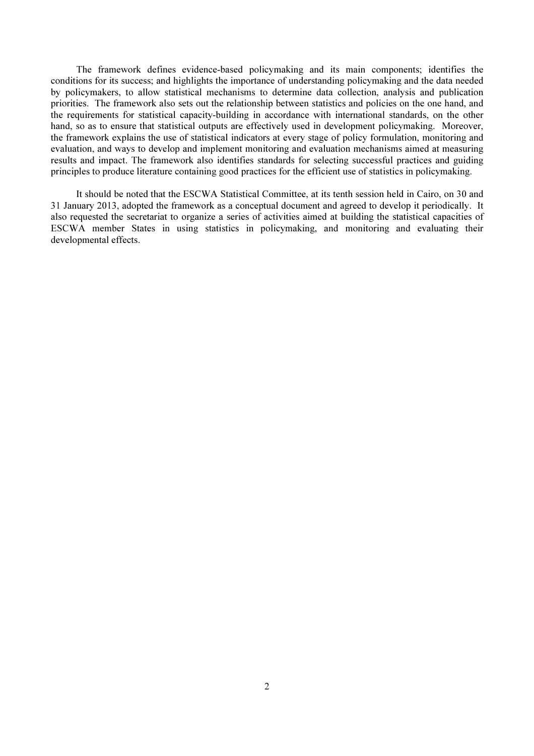The framework defines evidence-based policymaking and its main components; identifies the conditions for its success; and highlights the importance of understanding policymaking and the data needed by policymakers, to allow statistical mechanisms to determine data collection, analysis and publication priorities. The framework also sets out the relationship between statistics and policies on the one hand, and the requirements for statistical capacity-building in accordance with international standards, on the other hand, so as to ensure that statistical outputs are effectively used in development policymaking. Moreover, the framework explains the use of statistical indicators at every stage of policy formulation, monitoring and evaluation, and ways to develop and implement monitoring and evaluation mechanisms aimed at measuring results and impact. The framework also identifies standards for selecting successful practices and guiding principles to produce literature containing good practices for the efficient use of statistics in policymaking.

It should be noted that the ESCWA Statistical Committee, at its tenth session held in Cairo, on 30 and 31 January 2013, adopted the framework as a conceptual document and agreed to develop it periodically. It also requested the secretariat to organize a series of activities aimed at building the statistical capacities of ESCWA member States in using statistics in policymaking, and monitoring and evaluating their developmental effects.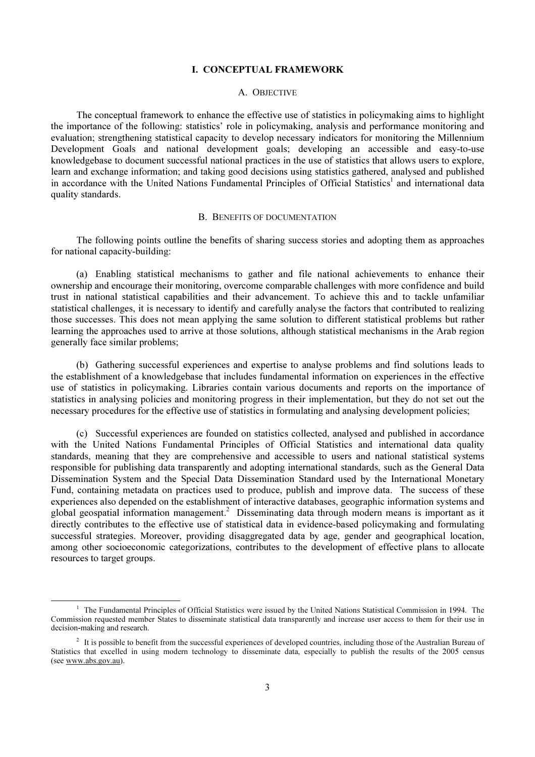# I. CONCEPTUAL FRAMEWORK

## A. OBJECTIVE

The conceptual framework to enhance the effective use of statistics in policymaking aims to highlight the importance of the following: statistics' role in policymaking, analysis and performance monitoring and evaluation; strengthening statistical capacity to develop necessary indicators for monitoring the Millennium Development Goals and national development goals; developing an accessible and easy-to-use knowledgebase to document successful national practices in the use of statistics that allows users to explore, learn and exchange information; and taking good decisions using statistics gathered, analysed and published in accordance with the United Nations Fundamental Principles of Official Statistics[1] and international data quality standards.

## B. BENEFITS OF DOCUMENTATION

The following points outline the benefits of sharing success stories and adopting them as approaches for national capacity-building:

(a) Enabling statistical mechanisms to gather and file national achievements to enhance their ownership and encourage their monitoring, overcome comparable challenges with more confidence and build trust in national statistical capabilities and their advancement. To achieve this and to tackle unfamiliar statistical challenges, it is necessary to identify and carefully analyse the factors that contributed to realizing those successes. This does not mean applying the same solution to different statistical problems but rather learning the approaches used to arrive at those solutions, although statistical mechanisms in the Arab region generally face similar problems;

(b) Gathering successful experiences and expertise to analyse problems and find solutions leads to the establishment of a knowledgebase that includes fundamental information on experiences in the effective use of statistics in policymaking. Libraries contain various documents and reports on the importance of statistics in analysing policies and monitoring progress in their implementation, but they do not set out the necessary procedures for the effective use of statistics in formulating and analysing development policies;

(c) Successful experiences are founded on statistics collected, analysed and published in accordance with the United Nations Fundamental Principles of Official Statistics and international data quality standards, meaning that they are comprehensive and accessible to users and national statistical systems responsible for publishing data transparently and adopting international standards, such as the General Data Dissemination System and the Special Data Dissemination Standard used by the International Monetary Fund, containing metadata on practices used to produce, publish and improve data. The success of these experiences also depended on the establishment of interactive databases, geographic information systems and global geospatial information management.[2] Disseminating data through modern means is important as it directly contributes to the effective use of statistical data in evidence-based policymaking and formulating successful strategies. Moreover, providing disaggregated data by age, gender and geographical location, among other socioeconomic categorizations, contributes to the development of effective plans to allocate resources to target groups.

---

[1] The Fundamental Principles of Official Statistics were issued by the United Nations Statistical Commission in 1994. The Commission requested member States to disseminate statistical data transparently and increase user access to them for their use in decision-making and research.

[2] It is possible to benefit from the successful experiences of developed countries, including those of the Australian Bureau of Statistics that excelled in using modern technology to disseminate data, especially to publish the results of the 2005 census (see www.abs.gov.au).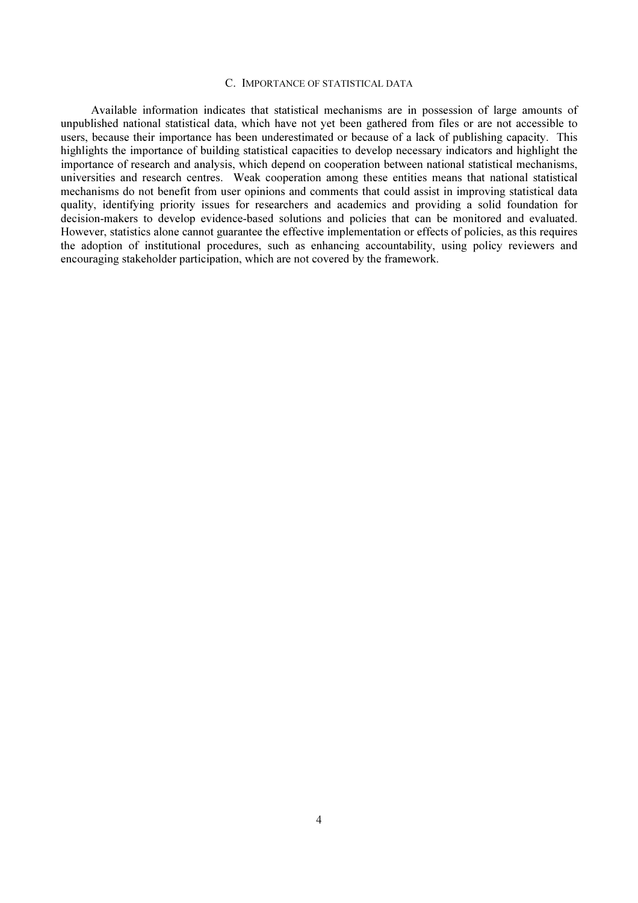### C. Importance of statistical data

Available information indicates that statistical mechanisms are in possession of large amounts of unpublished national statistical data, which have not yet been gathered from files or are not accessible to users, because their importance has been underestimated or because of a lack of publishing capacity. This highlights the importance of building statistical capacities to develop necessary indicators and highlight the importance of research and analysis, which depend on cooperation between national statistical mechanisms, universities and research centres. Weak cooperation among these entities means that national statistical mechanisms do not benefit from user opinions and comments that could assist in improving statistical data quality, identifying priority issues for researchers and academics and providing a solid foundation for decision-makers to develop evidence-based solutions and policies that can be monitored and evaluated. However, statistics alone cannot guarantee the effective implementation or effects of policies, as this requires the adoption of institutional procedures, such as enhancing accountability, using policy reviewers and encouraging stakeholder participation, which are not covered by the framework.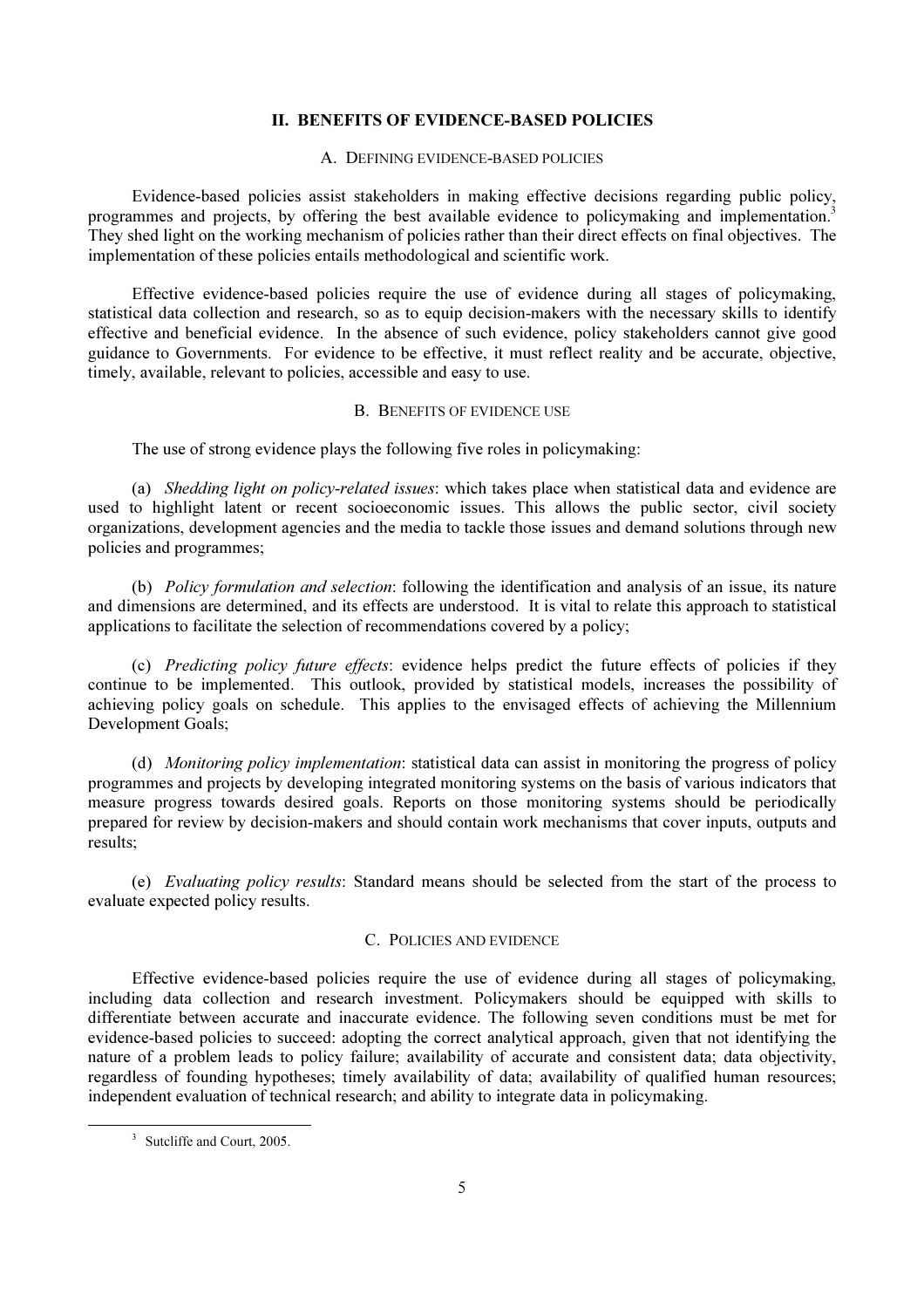## II. BENEFITS OF EVIDENCE-BASED POLICIES

### A. DEFINING EVIDENCE-BASED POLICIES

Evidence-based policies assist stakeholders in making effective decisions regarding public policy, programmes and projects, by offering the best available evidence to policymaking and implementation.[3] They shed light on the working mechanism of policies rather than their direct effects on final objectives. The implementation of these policies entails methodological and scientific work.

Effective evidence-based policies require the use of evidence during all stages of policymaking, statistical data collection and research, so as to equip decision-makers with the necessary skills to identify effective and beneficial evidence. In the absence of such evidence, policy stakeholders cannot give good guidance to Governments. For evidence to be effective, it must reflect reality and be accurate, objective, timely, available, relevant to policies, accessible and easy to use.

### B. BENEFITS OF EVIDENCE USE

The use of strong evidence plays the following five roles in policymaking:

(a) *Shedding light on policy-related issues*: which takes place when statistical data and evidence are used to highlight latent or recent socioeconomic issues. This allows the public sector, civil society organizations, development agencies and the media to tackle those issues and demand solutions through new policies and programmes;

(b) *Policy formulation and selection*: following the identification and analysis of an issue, its nature and dimensions are determined, and its effects are understood. It is vital to relate this approach to statistical applications to facilitate the selection of recommendations covered by a policy;

(c) *Predicting policy future effects*: evidence helps predict the future effects of policies if they continue to be implemented. This outlook, provided by statistical models, increases the possibility of achieving policy goals on schedule. This applies to the envisaged effects of achieving the Millennium Development Goals;

(d) *Monitoring policy implementation*: statistical data can assist in monitoring the progress of policy programmes and projects by developing integrated monitoring systems on the basis of various indicators that measure progress towards desired goals. Reports on those monitoring systems should be periodically prepared for review by decision-makers and should contain work mechanisms that cover inputs, outputs and results;

(e) *Evaluating policy results*: Standard means should be selected from the start of the process to evaluate expected policy results.

### C. POLICIES AND EVIDENCE

Effective evidence-based policies require the use of evidence during all stages of policymaking, including data collection and research investment. Policymakers should be equipped with skills to differentiate between accurate and inaccurate evidence. The following seven conditions must be met for evidence-based policies to succeed: adopting the correct analytical approach, given that not identifying the nature of a problem leads to policy failure; availability of accurate and consistent data; data objectivity, regardless of founding hypotheses; timely availability of data; availability of qualified human resources; independent evaluation of technical research; and ability to integrate data in policymaking.

---

[3] Sutcliffe and Court, 2005.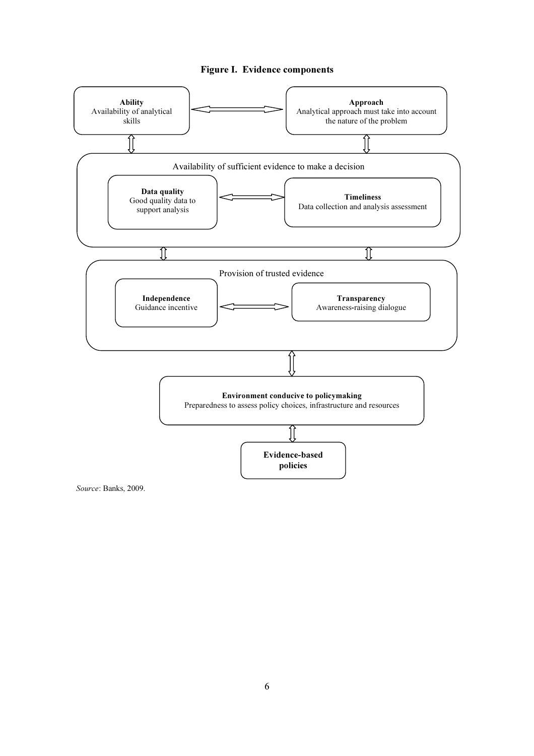**Figure I. Evidence components**

**Ability**
Availability of analytical skills

**Approach**
Analytical approach must take into account the nature of the problem

Availability of sufficient evidence to make a decision

**Data quality**
Good quality data to support analysis

**Timeliness**
Data collection and analysis assessment

Provision of trusted evidence

**Independence**
Guidance incentive

**Transparency**
Awareness-raising dialogue

**Environment conducive to policymaking**
Preparedness to assess policy choices, infrastructure and resources

**Evidence-based policies**

*Source*: Banks, 2009.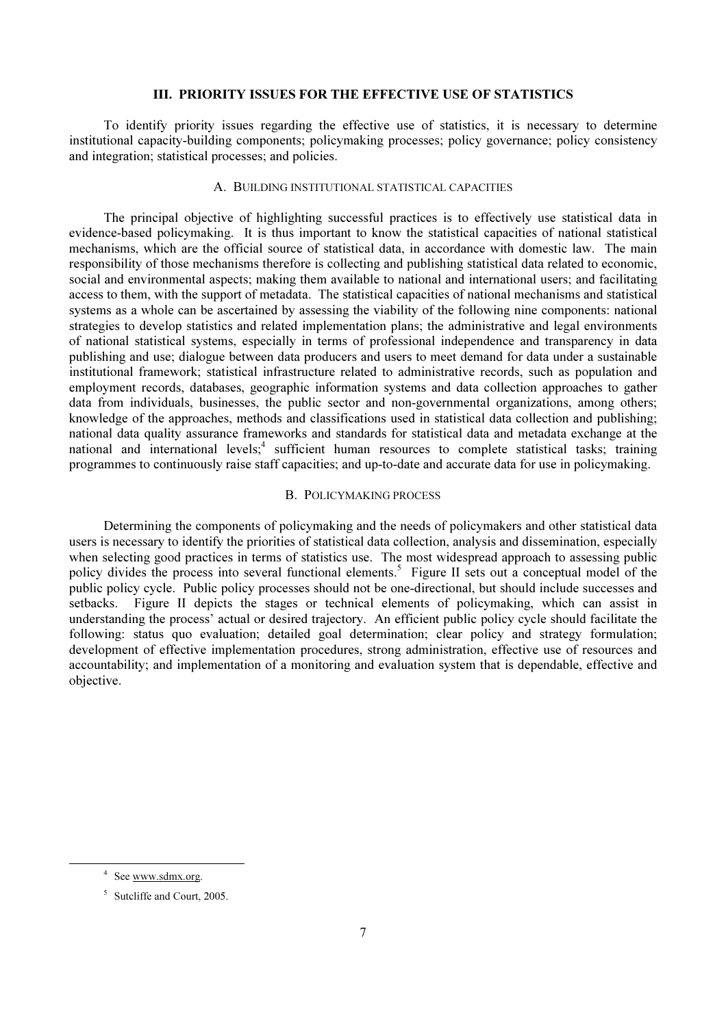## III. PRIORITY ISSUES FOR THE EFFECTIVE USE OF STATISTICS

To identify priority issues regarding the effective use of statistics, it is necessary to determine institutional capacity-building components; policymaking processes; policy governance; policy consistency and integration; statistical processes; and policies.

### A. BUILDING INSTITUTIONAL STATISTICAL CAPACITIES

The principal objective of highlighting successful practices is to effectively use statistical data in evidence-based policymaking. It is thus important to know the statistical capacities of national statistical mechanisms, which are the official source of statistical data, in accordance with domestic law. The main responsibility of those mechanisms therefore is collecting and publishing statistical data related to economic, social and environmental aspects; making them available to national and international users; and facilitating access to them, with the support of metadata. The statistical capacities of national mechanisms and statistical systems as a whole can be ascertained by assessing the viability of the following nine components: national strategies to develop statistics and related implementation plans; the administrative and legal environments of national statistical systems, especially in terms of professional independence and transparency in data publishing and use; dialogue between data producers and users to meet demand for data under a sustainable institutional framework; statistical infrastructure related to administrative records, such as population and employment records, databases, geographic information systems and data collection approaches to gather data from individuals, businesses, the public sector and non-governmental organizations, among others; knowledge of the approaches, methods and classifications used in statistical data collection and publishing; national data quality assurance frameworks and standards for statistical data and metadata exchange at the national and international levels;[4] sufficient human resources to complete statistical tasks; training programmes to continuously raise staff capacities; and up-to-date and accurate data for use in policymaking.

### B. POLICYMAKING PROCESS

Determining the components of policymaking and the needs of policymakers and other statistical data users is necessary to identify the priorities of statistical data collection, analysis and dissemination, especially when selecting good practices in terms of statistics use. The most widespread approach to assessing public policy divides the process into several functional elements.[5] Figure II sets out a conceptual model of the public policy cycle. Public policy processes should not be one-directional, but should include successes and setbacks. Figure II depicts the stages or technical elements of policymaking, which can assist in understanding the process' actual or desired trajectory. An efficient public policy cycle should facilitate the following: status quo evaluation; detailed goal determination; clear policy and strategy formulation; development of effective implementation procedures, strong administration, effective use of resources and accountability; and implementation of a monitoring and evaluation system that is dependable, effective and objective.

---

[4] See www.sdmx.org.

[5] Sutcliffe and Court, 2005.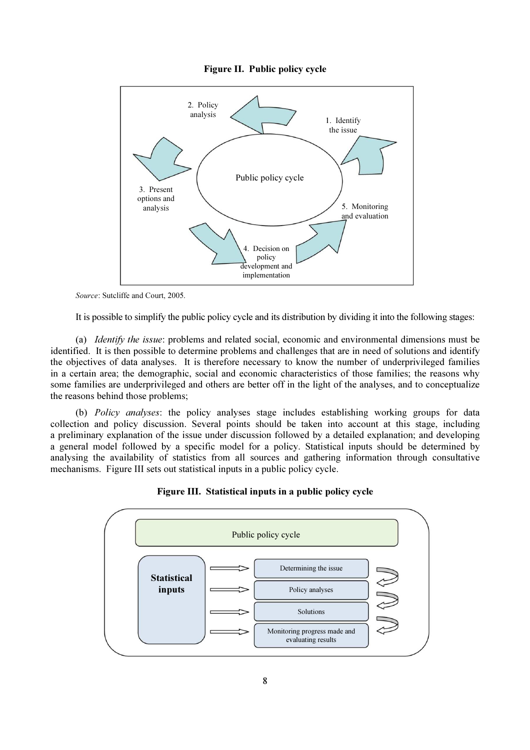**Figure II. Public policy cycle**

1. Identify the issue
2. Policy analysis
3. Present options and analysis
4. Decision on policy development and implementation
5. Monitoring and evaluation

Public policy cycle

*Source*: Sutcliffe and Court, 2005.

It is possible to simplify the public policy cycle and its distribution by dividing it into the following stages:

(a) *Identify the issue*: problems and related social, economic and environmental dimensions must be identified. It is then possible to determine problems and challenges that are in need of solutions and identify the objectives of data analyses. It is therefore necessary to know the number of underprivileged families in a certain area; the demographic, social and economic characteristics of those families; the reasons why some families are underprivileged and others are better off in the light of the analyses, and to conceptualize the reasons behind those problems;

(b) *Policy analyses*: the policy analyses stage includes establishing working groups for data collection and policy discussion. Several points should be taken into account at this stage, including a preliminary explanation of the issue under discussion followed by a detailed explanation; and developing a general model followed by a specific model for a policy. Statistical inputs should be determined by analysing the availability of statistics from all sources and gathering information through consultative mechanisms. Figure III sets out statistical inputs in a public policy cycle.

**Figure III. Statistical inputs in a public policy cycle**

Public policy cycle

**Statistical inputs**

- Determining the issue
- Policy analyses
- Solutions
- Monitoring progress made and evaluating results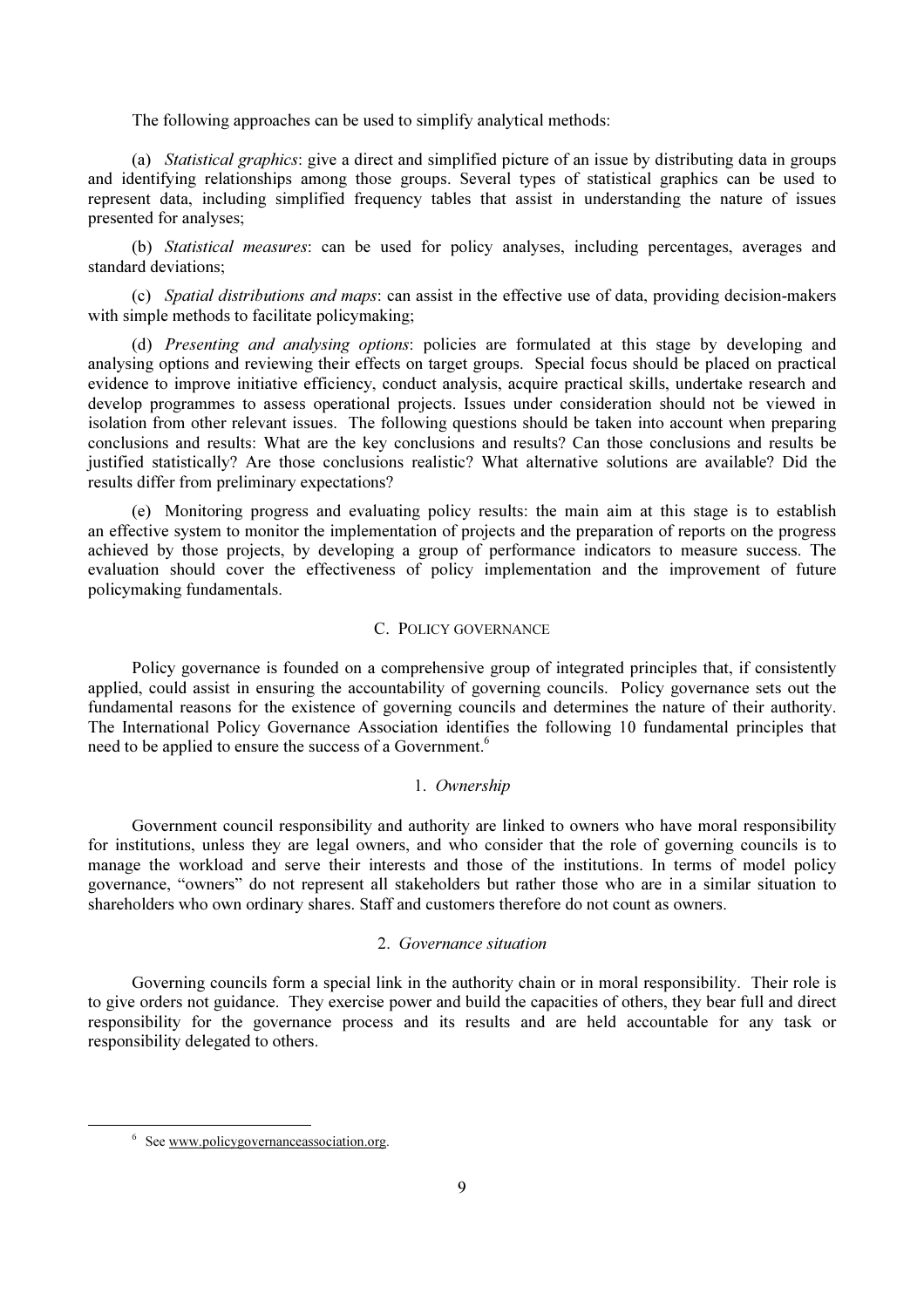The following approaches can be used to simplify analytical methods:

(a) *Statistical graphics*: give a direct and simplified picture of an issue by distributing data in groups and identifying relationships among those groups. Several types of statistical graphics can be used to represent data, including simplified frequency tables that assist in understanding the nature of issues presented for analyses;

(b) *Statistical measures*: can be used for policy analyses, including percentages, averages and standard deviations;

(c) *Spatial distributions and maps*: can assist in the effective use of data, providing decision-makers with simple methods to facilitate policymaking;

(d) *Presenting and analysing options*: policies are formulated at this stage by developing and analysing options and reviewing their effects on target groups. Special focus should be placed on practical evidence to improve initiative efficiency, conduct analysis, acquire practical skills, undertake research and develop programmes to assess operational projects. Issues under consideration should not be viewed in isolation from other relevant issues. The following questions should be taken into account when preparing conclusions and results: What are the key conclusions and results? Can those conclusions and results be justified statistically? Are those conclusions realistic? What alternative solutions are available? Did the results differ from preliminary expectations?

(e) Monitoring progress and evaluating policy results: the main aim at this stage is to establish an effective system to monitor the implementation of projects and the preparation of reports on the progress achieved by those projects, by developing a group of performance indicators to measure success. The evaluation should cover the effectiveness of policy implementation and the improvement of future policymaking fundamentals.

## C. Policy governance

Policy governance is founded on a comprehensive group of integrated principles that, if consistently applied, could assist in ensuring the accountability of governing councils. Policy governance sets out the fundamental reasons for the existence of governing councils and determines the nature of their authority. The International Policy Governance Association identifies the following 10 fundamental principles that need to be applied to ensure the success of a Government.[6]

### 1. *Ownership*

Government council responsibility and authority are linked to owners who have moral responsibility for institutions, unless they are legal owners, and who consider that the role of governing councils is to manage the workload and serve their interests and those of the institutions. In terms of model policy governance, "owners" do not represent all stakeholders but rather those who are in a similar situation to shareholders who own ordinary shares. Staff and customers therefore do not count as owners.

### 2. *Governance situation*

Governing councils form a special link in the authority chain or in moral responsibility. Their role is to give orders not guidance. They exercise power and build the capacities of others, they bear full and direct responsibility for the governance process and its results and are held accountable for any task or responsibility delegated to others.

---

[6] See www.policygovernanceassociation.org.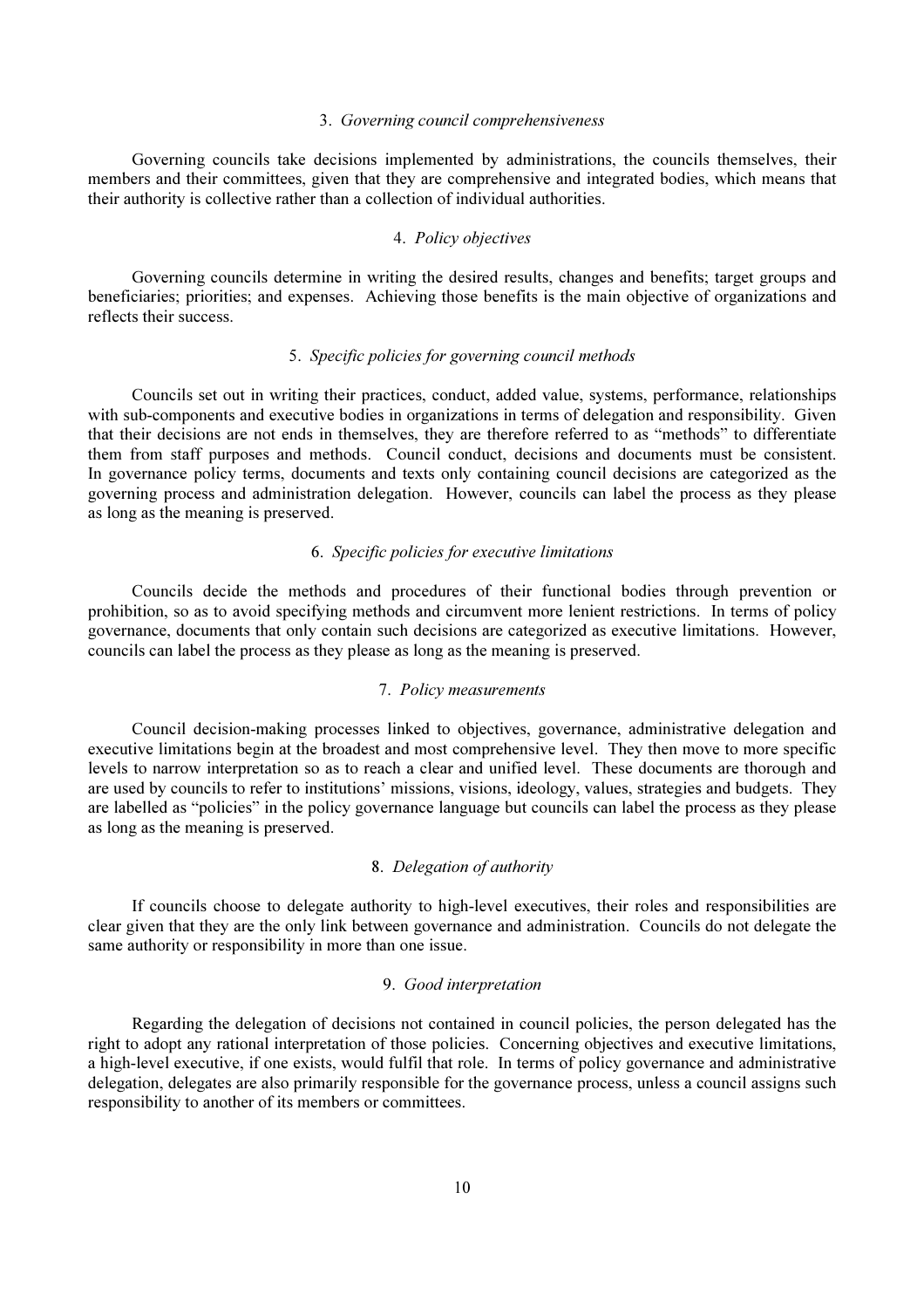### 3. *Governing council comprehensiveness*

Governing councils take decisions implemented by administrations, the councils themselves, their members and their committees, given that they are comprehensive and integrated bodies, which means that their authority is collective rather than a collection of individual authorities.

### 4. *Policy objectives*

Governing councils determine in writing the desired results, changes and benefits; target groups and beneficiaries; priorities; and expenses. Achieving those benefits is the main objective of organizations and reflects their success.

### 5. *Specific policies for governing council methods*

Councils set out in writing their practices, conduct, added value, systems, performance, relationships with sub-components and executive bodies in organizations in terms of delegation and responsibility. Given that their decisions are not ends in themselves, they are therefore referred to as "methods" to differentiate them from staff purposes and methods. Council conduct, decisions and documents must be consistent. In governance policy terms, documents and texts only containing council decisions are categorized as the governing process and administration delegation. However, councils can label the process as they please as long as the meaning is preserved.

### 6. *Specific policies for executive limitations*

Councils decide the methods and procedures of their functional bodies through prevention or prohibition, so as to avoid specifying methods and circumvent more lenient restrictions. In terms of policy governance, documents that only contain such decisions are categorized as executive limitations. However, councils can label the process as they please as long as the meaning is preserved.

### 7. *Policy measurements*

Council decision-making processes linked to objectives, governance, administrative delegation and executive limitations begin at the broadest and most comprehensive level. They then move to more specific levels to narrow interpretation so as to reach a clear and unified level. These documents are thorough and are used by councils to refer to institutions' missions, visions, ideology, values, strategies and budgets. They are labelled as "policies" in the policy governance language but councils can label the process as they please as long as the meaning is preserved.

### 8. *Delegation of authority*

If councils choose to delegate authority to high-level executives, their roles and responsibilities are clear given that they are the only link between governance and administration. Councils do not delegate the same authority or responsibility in more than one issue.

### 9. *Good interpretation*

Regarding the delegation of decisions not contained in council policies, the person delegated has the right to adopt any rational interpretation of those policies. Concerning objectives and executive limitations, a high-level executive, if one exists, would fulfil that role. In terms of policy governance and administrative delegation, delegates are also primarily responsible for the governance process, unless a council assigns such responsibility to another of its members or committees.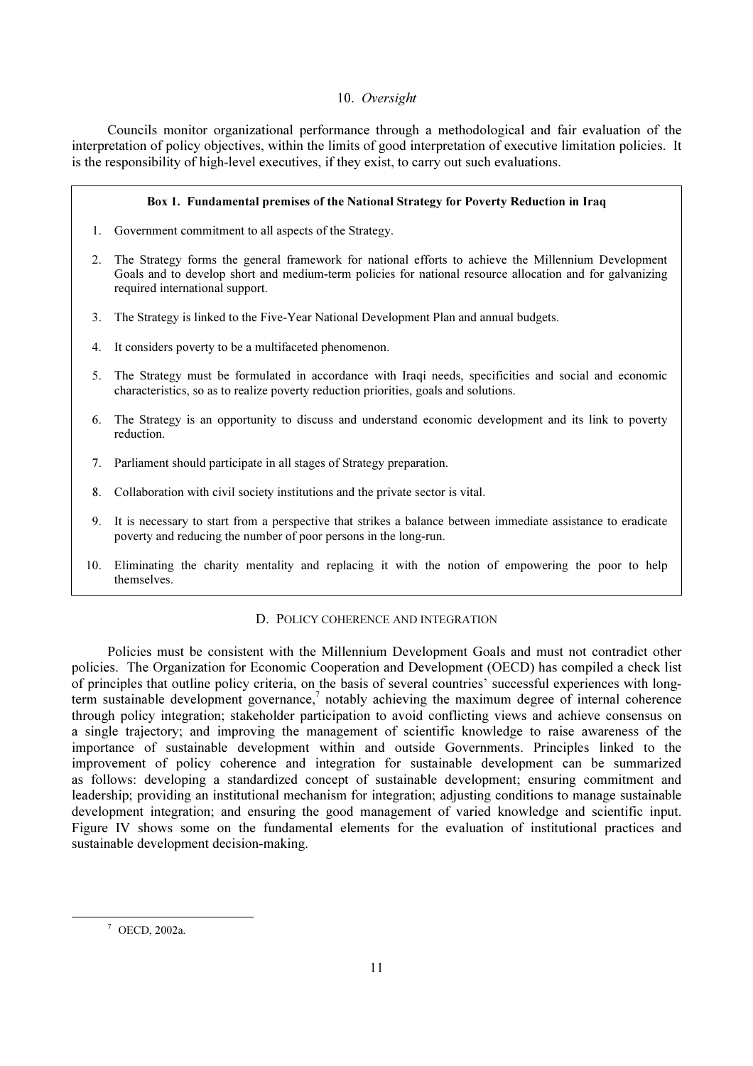### 10. *Oversight*

Councils monitor organizational performance through a methodological and fair evaluation of the interpretation of policy objectives, within the limits of good interpretation of executive limitation policies. It is the responsibility of high-level executives, if they exist, to carry out such evaluations.

**Box 1. Fundamental premises of the National Strategy for Poverty Reduction in Iraq**

1. Government commitment to all aspects of the Strategy.
2. The Strategy forms the general framework for national efforts to achieve the Millennium Development Goals and to develop short and medium-term policies for national resource allocation and for galvanizing required international support.
3. The Strategy is linked to the Five-Year National Development Plan and annual budgets.
4. It considers poverty to be a multifaceted phenomenon.
5. The Strategy must be formulated in accordance with Iraqi needs, specificities and social and economic characteristics, so as to realize poverty reduction priorities, goals and solutions.
6. The Strategy is an opportunity to discuss and understand economic development and its link to poverty reduction.
7. Parliament should participate in all stages of Strategy preparation.
8. Collaboration with civil society institutions and the private sector is vital.
9. It is necessary to start from a perspective that strikes a balance between immediate assistance to eradicate poverty and reducing the number of poor persons in the long-run.
10. Eliminating the charity mentality and replacing it with the notion of empowering the poor to help themselves.

## D. Policy coherence and integration

Policies must be consistent with the Millennium Development Goals and must not contradict other policies. The Organization for Economic Cooperation and Development (OECD) has compiled a check list of principles that outline policy criteria, on the basis of several countries' successful experiences with long-term sustainable development governance,[7] notably achieving the maximum degree of internal coherence through policy integration; stakeholder participation to avoid conflicting views and achieve consensus on a single trajectory; and improving the management of scientific knowledge to raise awareness of the importance of sustainable development within and outside Governments. Principles linked to the improvement of policy coherence and integration for sustainable development can be summarized as follows: developing a standardized concept of sustainable development; ensuring commitment and leadership; providing an institutional mechanism for integration; adjusting conditions to manage sustainable development integration; and ensuring the good management of varied knowledge and scientific input. Figure IV shows some on the fundamental elements for the evaluation of institutional practices and sustainable development decision-making.

[7] OECD, 2002a.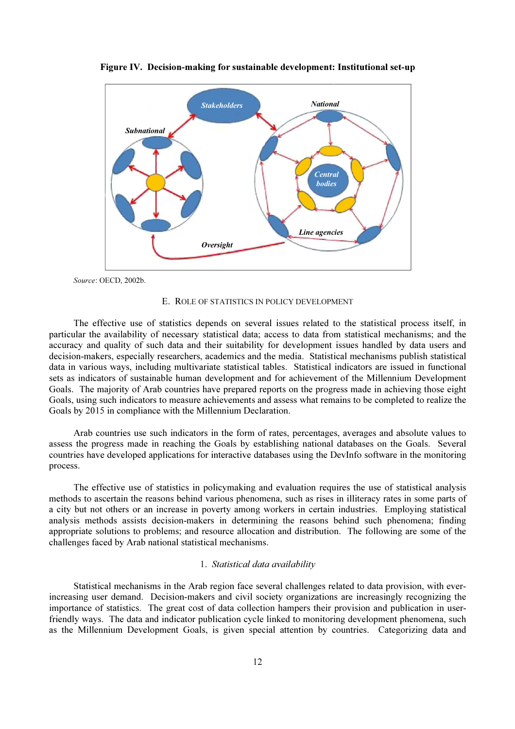**Figure IV. Decision-making for sustainable development: Institutional set-up**

*Source*: OECD, 2002b.

## E. Role of statistics in policy development

The effective use of statistics depends on several issues related to the statistical process itself, in particular the availability of necessary statistical data; access to data from statistical mechanisms; and the accuracy and quality of such data and their suitability for development issues handled by data users and decision-makers, especially researchers, academics and the media. Statistical mechanisms publish statistical data in various ways, including multivariate statistical tables. Statistical indicators are issued in functional sets as indicators of sustainable human development and for achievement of the Millennium Development Goals. The majority of Arab countries have prepared reports on the progress made in achieving those eight Goals, using such indicators to measure achievements and assess what remains to be completed to realize the Goals by 2015 in compliance with the Millennium Declaration.

Arab countries use such indicators in the form of rates, percentages, averages and absolute values to assess the progress made in reaching the Goals by establishing national databases on the Goals. Several countries have developed applications for interactive databases using the DevInfo software in the monitoring process.

The effective use of statistics in policymaking and evaluation requires the use of statistical analysis methods to ascertain the reasons behind various phenomena, such as rises in illiteracy rates in some parts of a city but not others or an increase in poverty among workers in certain industries. Employing statistical analysis methods assists decision-makers in determining the reasons behind such phenomena; finding appropriate solutions to problems; and resource allocation and distribution. The following are some of the challenges faced by Arab national statistical mechanisms.

### 1. *Statistical data availability*

Statistical mechanisms in the Arab region face several challenges related to data provision, with ever-increasing user demand. Decision-makers and civil society organizations are increasingly recognizing the importance of statistics. The great cost of data collection hampers their provision and publication in user-friendly ways. The data and indicator publication cycle linked to monitoring development phenomena, such as the Millennium Development Goals, is given special attention by countries. Categorizing data and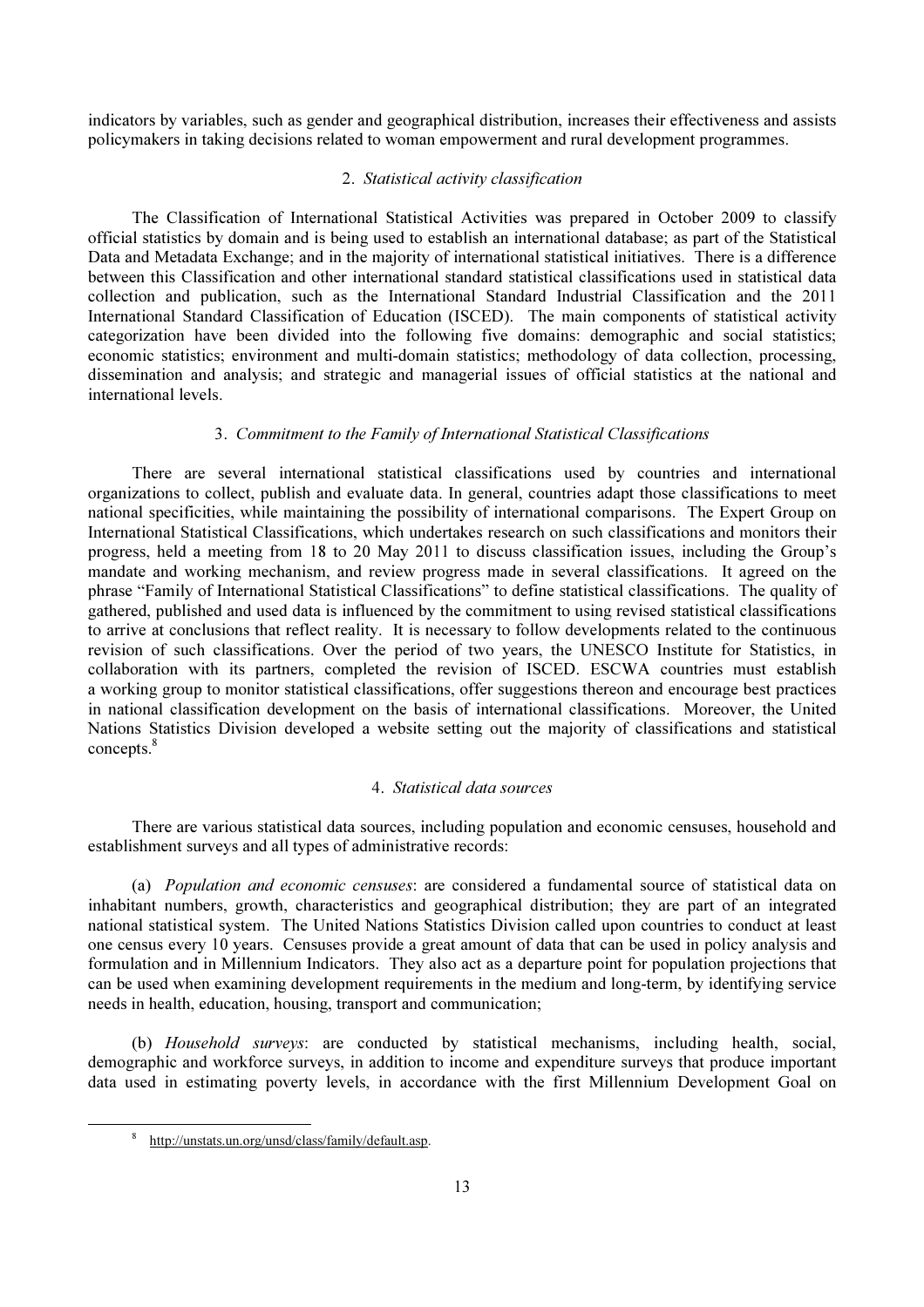indicators by variables, such as gender and geographical distribution, increases their effectiveness and assists policymakers in taking decisions related to woman empowerment and rural development programmes.

### 2. *Statistical activity classification*

The Classification of International Statistical Activities was prepared in October 2009 to classify official statistics by domain and is being used to establish an international database; as part of the Statistical Data and Metadata Exchange; and in the majority of international statistical initiatives. There is a difference between this Classification and other international standard statistical classifications used in statistical data collection and publication, such as the International Standard Industrial Classification and the 2011 International Standard Classification of Education (ISCED). The main components of statistical activity categorization have been divided into the following five domains: demographic and social statistics; economic statistics; environment and multi-domain statistics; methodology of data collection, processing, dissemination and analysis; and strategic and managerial issues of official statistics at the national and international levels.

### 3. *Commitment to the Family of International Statistical Classifications*

There are several international statistical classifications used by countries and international organizations to collect, publish and evaluate data. In general, countries adapt those classifications to meet national specificities, while maintaining the possibility of international comparisons. The Expert Group on International Statistical Classifications, which undertakes research on such classifications and monitors their progress, held a meeting from 18 to 20 May 2011 to discuss classification issues, including the Group's mandate and working mechanism, and review progress made in several classifications. It agreed on the phrase "Family of International Statistical Classifications" to define statistical classifications. The quality of gathered, published and used data is influenced by the commitment to using revised statistical classifications to arrive at conclusions that reflect reality. It is necessary to follow developments related to the continuous revision of such classifications. Over the period of two years, the UNESCO Institute for Statistics, in collaboration with its partners, completed the revision of ISCED. ESCWA countries must establish a working group to monitor statistical classifications, offer suggestions thereon and encourage best practices in national classification development on the basis of international classifications. Moreover, the United Nations Statistics Division developed a website setting out the majority of classifications and statistical concepts.[8]

### 4. *Statistical data sources*

There are various statistical data sources, including population and economic censuses, household and establishment surveys and all types of administrative records:

(a) *Population and economic censuses*: are considered a fundamental source of statistical data on inhabitant numbers, growth, characteristics and geographical distribution; they are part of an integrated national statistical system. The United Nations Statistics Division called upon countries to conduct at least one census every 10 years. Censuses provide a great amount of data that can be used in policy analysis and formulation and in Millennium Indicators. They also act as a departure point for population projections that can be used when examining development requirements in the medium and long-term, by identifying service needs in health, education, housing, transport and communication;

(b) *Household surveys*: are conducted by statistical mechanisms, including health, social, demographic and workforce surveys, in addition to income and expenditure surveys that produce important data used in estimating poverty levels, in accordance with the first Millennium Development Goal on

---

[8] http://unstats.un.org/unsd/class/family/default.asp.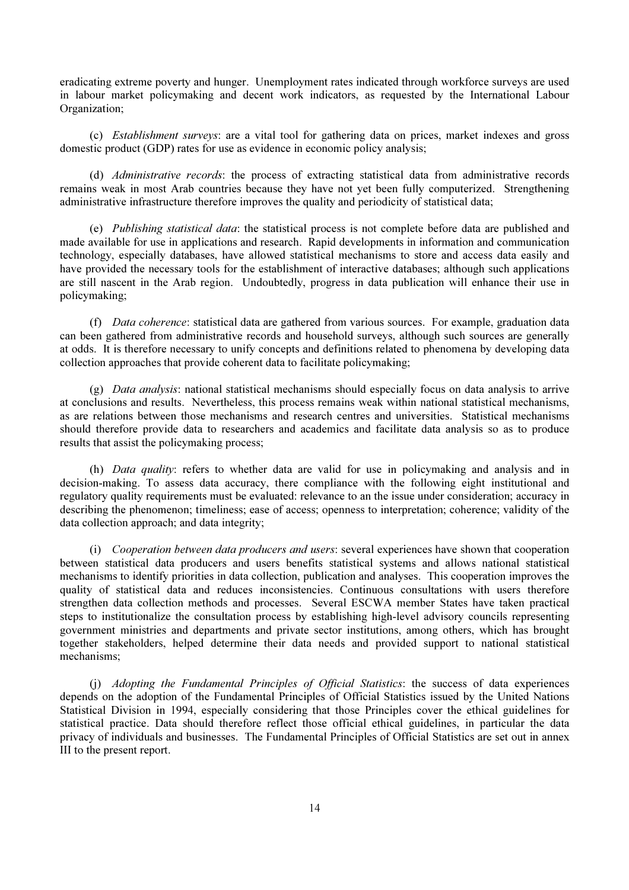eradicating extreme poverty and hunger. Unemployment rates indicated through workforce surveys are used in labour market policymaking and decent work indicators, as requested by the International Labour Organization;

(c) *Establishment surveys*: are a vital tool for gathering data on prices, market indexes and gross domestic product (GDP) rates for use as evidence in economic policy analysis;

(d) *Administrative records*: the process of extracting statistical data from administrative records remains weak in most Arab countries because they have not yet been fully computerized. Strengthening administrative infrastructure therefore improves the quality and periodicity of statistical data;

(e) *Publishing statistical data*: the statistical process is not complete before data are published and made available for use in applications and research. Rapid developments in information and communication technology, especially databases, have allowed statistical mechanisms to store and access data easily and have provided the necessary tools for the establishment of interactive databases; although such applications are still nascent in the Arab region. Undoubtedly, progress in data publication will enhance their use in policymaking;

(f) *Data coherence*: statistical data are gathered from various sources. For example, graduation data can been gathered from administrative records and household surveys, although such sources are generally at odds. It is therefore necessary to unify concepts and definitions related to phenomena by developing data collection approaches that provide coherent data to facilitate policymaking;

(g) *Data analysis*: national statistical mechanisms should especially focus on data analysis to arrive at conclusions and results. Nevertheless, this process remains weak within national statistical mechanisms, as are relations between those mechanisms and research centres and universities. Statistical mechanisms should therefore provide data to researchers and academics and facilitate data analysis so as to produce results that assist the policymaking process;

(h) *Data quality*: refers to whether data are valid for use in policymaking and analysis and in decision-making. To assess data accuracy, there compliance with the following eight institutional and regulatory quality requirements must be evaluated: relevance to an the issue under consideration; accuracy in describing the phenomenon; timeliness; ease of access; openness to interpretation; coherence; validity of the data collection approach; and data integrity;

(i) *Cooperation between data producers and users*: several experiences have shown that cooperation between statistical data producers and users benefits statistical systems and allows national statistical mechanisms to identify priorities in data collection, publication and analyses. This cooperation improves the quality of statistical data and reduces inconsistencies. Continuous consultations with users therefore strengthen data collection methods and processes. Several ESCWA member States have taken practical steps to institutionalize the consultation process by establishing high-level advisory councils representing government ministries and departments and private sector institutions, among others, which has brought together stakeholders, helped determine their data needs and provided support to national statistical mechanisms;

(j) *Adopting the Fundamental Principles of Official Statistics*: the success of data experiences depends on the adoption of the Fundamental Principles of Official Statistics issued by the United Nations Statistical Division in 1994, especially considering that those Principles cover the ethical guidelines for statistical practice. Data should therefore reflect those official ethical guidelines, in particular the data privacy of individuals and businesses. The Fundamental Principles of Official Statistics are set out in annex III to the present report.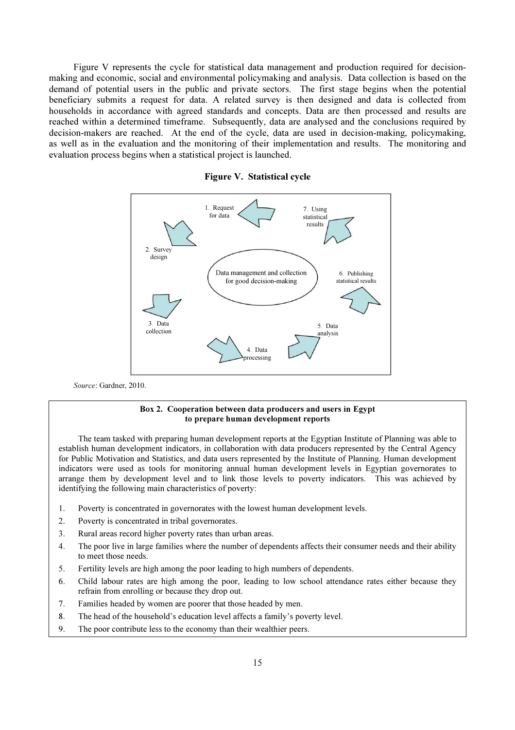Figure V represents the cycle for statistical data management and production required for decision-making and economic, social and environmental policymaking and analysis. Data collection is based on the demand of potential users in the public and private sectors. The first stage begins when the potential beneficiary submits a request for data. A related survey is then designed and data is collected from households in accordance with agreed standards and concepts. Data are then processed and results are reached within a determined timeframe. Subsequently, data are analysed and the conclusions required by decision-makers are reached. At the end of the cycle, data are used in decision-making, policymaking, as well as in the evaluation and the monitoring of their implementation and results. The monitoring and evaluation process begins when a statistical project is launched.

**Figure V. Statistical cycle**

Data management and collection for good decision-making

1. Request for data
2. Survey design
3. Data collection
4. Data processing
5. Data analysis
6. Publishing statistical results
7. Using statistical results

*Source*: Gardner, 2010.

**Box 2. Cooperation between data producers and users in Egypt to prepare human development reports**

The team tasked with preparing human development reports at the Egyptian Institute of Planning was able to establish human development indicators, in collaboration with data producers represented by the Central Agency for Public Motivation and Statistics, and data users represented by the Institute of Planning. Human development indicators were used as tools for monitoring annual human development levels in Egyptian governorates to arrange them by development level and to link those levels to poverty indicators. This was achieved by identifying the following main characteristics of poverty:

1. Poverty is concentrated in governorates with the lowest human development levels.
2. Poverty is concentrated in tribal governorates.
3. Rural areas record higher poverty rates than urban areas.
4. The poor live in large families where the number of dependents affects their consumer needs and their ability to meet those needs.
5. Fertility levels are high among the poor leading to high numbers of dependents.
6. Child labour rates are high among the poor, leading to low school attendance rates either because they refrain from enrolling or because they drop out.
7. Families headed by women are poorer that those headed by men.
8. The head of the household's education level affects a family's poverty level.
9. The poor contribute less to the economy than their wealthier peers.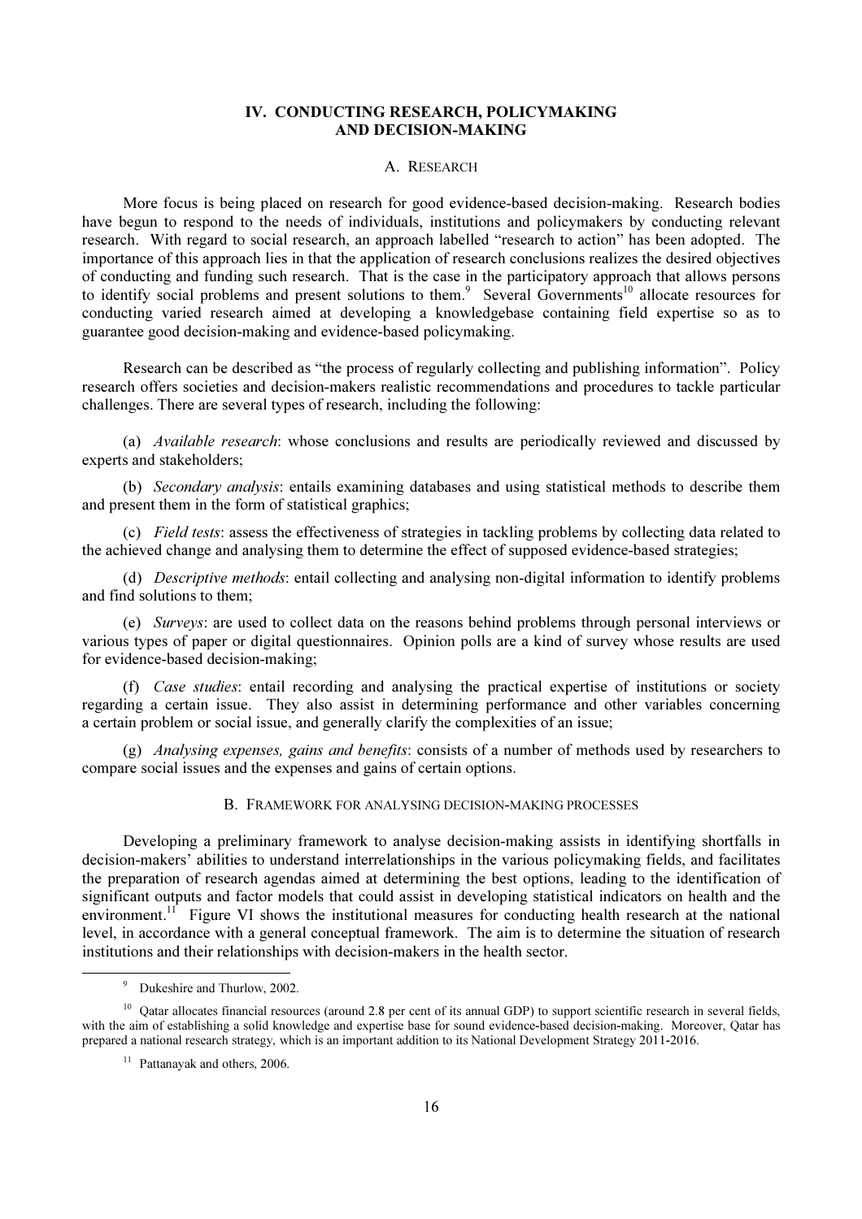# IV. CONDUCTING RESEARCH, POLICYMAKING AND DECISION-MAKING

## A. RESEARCH

More focus is being placed on research for good evidence-based decision-making. Research bodies have begun to respond to the needs of individuals, institutions and policymakers by conducting relevant research. With regard to social research, an approach labelled "research to action" has been adopted. The importance of this approach lies in that the application of research conclusions realizes the desired objectives of conducting and funding such research. That is the case in the participatory approach that allows persons to identify social problems and present solutions to them.[9] Several Governments[10] allocate resources for conducting varied research aimed at developing a knowledgebase containing field expertise so as to guarantee good decision-making and evidence-based policymaking.

Research can be described as "the process of regularly collecting and publishing information". Policy research offers societies and decision-makers realistic recommendations and procedures to tackle particular challenges. There are several types of research, including the following:

(a) *Available research*: whose conclusions and results are periodically reviewed and discussed by experts and stakeholders;

(b) *Secondary analysis*: entails examining databases and using statistical methods to describe them and present them in the form of statistical graphics;

(c) *Field tests*: assess the effectiveness of strategies in tackling problems by collecting data related to the achieved change and analysing them to determine the effect of supposed evidence-based strategies;

(d) *Descriptive methods*: entail collecting and analysing non-digital information to identify problems and find solutions to them;

(e) *Surveys*: are used to collect data on the reasons behind problems through personal interviews or various types of paper or digital questionnaires. Opinion polls are a kind of survey whose results are used for evidence-based decision-making;

(f) *Case studies*: entail recording and analysing the practical expertise of institutions or society regarding a certain issue. They also assist in determining performance and other variables concerning a certain problem or social issue, and generally clarify the complexities of an issue;

(g) *Analysing expenses, gains and benefits*: consists of a number of methods used by researchers to compare social issues and the expenses and gains of certain options.

## B. FRAMEWORK FOR ANALYSING DECISION-MAKING PROCESSES

Developing a preliminary framework to analyse decision-making assists in identifying shortfalls in decision-makers' abilities to understand interrelationships in the various policymaking fields, and facilitates the preparation of research agendas aimed at determining the best options, leading to the identification of significant outputs and factor models that could assist in developing statistical indicators on health and the environment.[11] Figure VI shows the institutional measures for conducting health research at the national level, in accordance with a general conceptual framework. The aim is to determine the situation of research institutions and their relationships with decision-makers in the health sector.

---

[9] Dukeshire and Thurlow, 2002.

[10] Qatar allocates financial resources (around 2.8 per cent of its annual GDP) to support scientific research in several fields, with the aim of establishing a solid knowledge and expertise base for sound evidence-based decision-making. Moreover, Qatar has prepared a national research strategy, which is an important addition to its National Development Strategy 2011-2016.

[11] Pattanayak and others, 2006.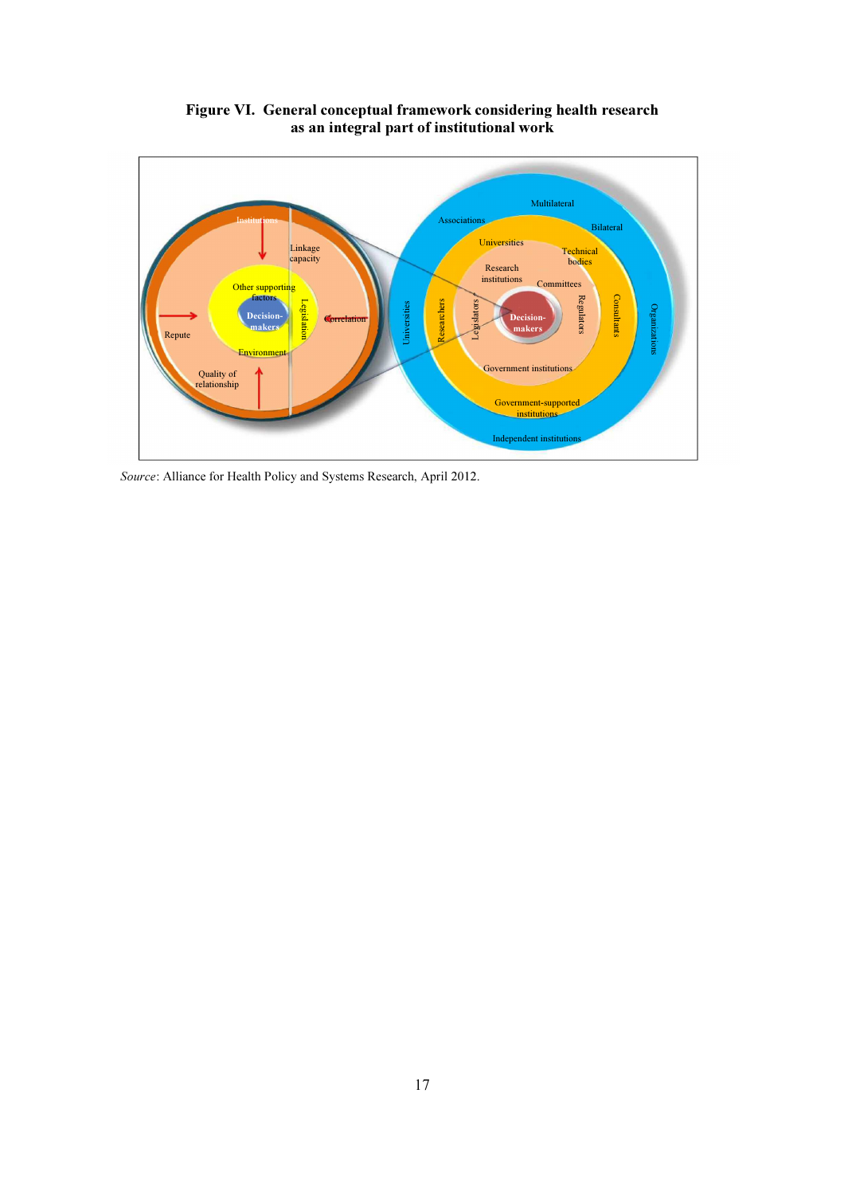**Figure VI. General conceptual framework considering health research as an integral part of institutional work**

*Source*: Alliance for Health Policy and Systems Research, April 2012.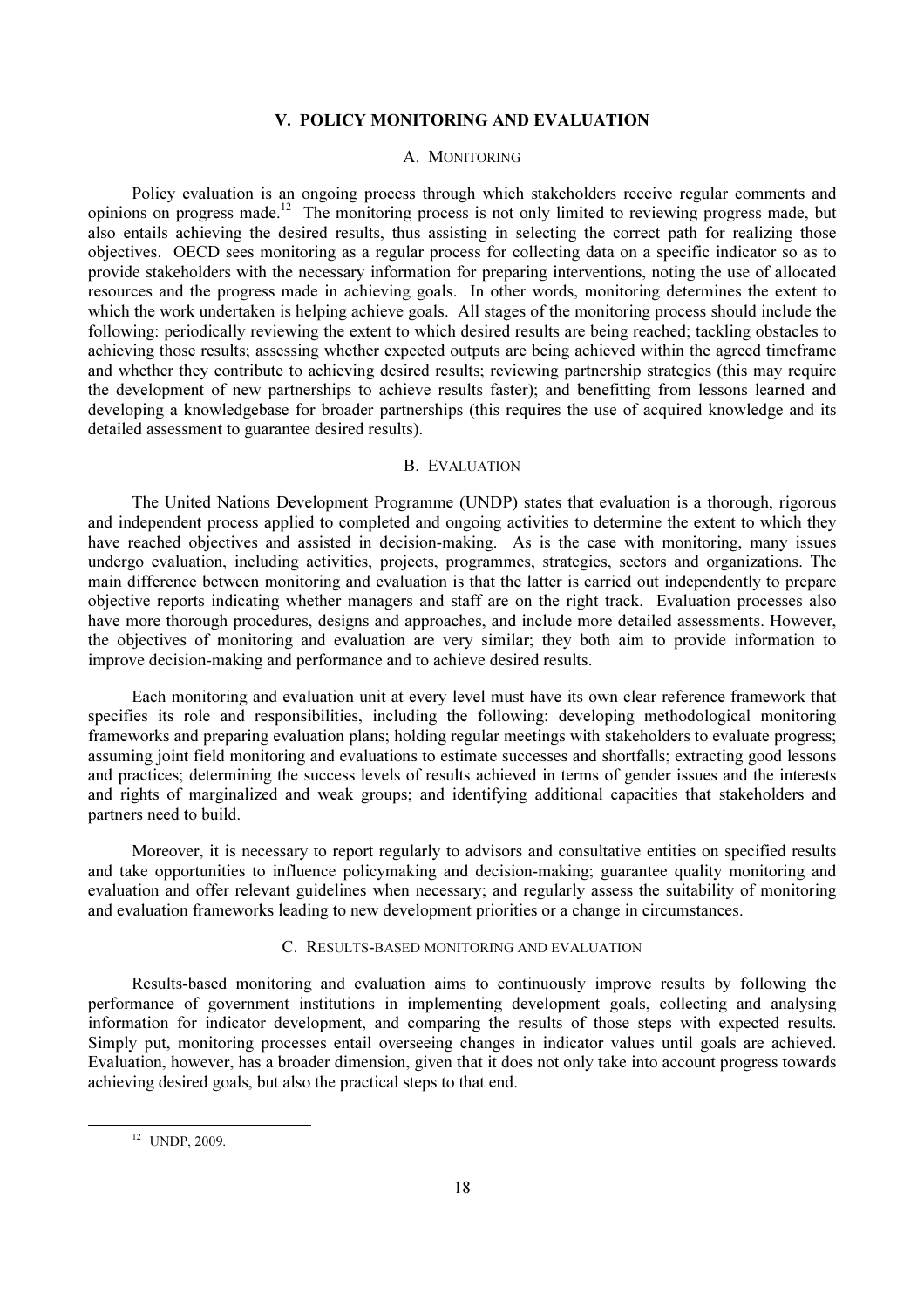## V. POLICY MONITORING AND EVALUATION

### A. MONITORING

Policy evaluation is an ongoing process through which stakeholders receive regular comments and opinions on progress made.[12] The monitoring process is not only limited to reviewing progress made, but also entails achieving the desired results, thus assisting in selecting the correct path for realizing those objectives. OECD sees monitoring as a regular process for collecting data on a specific indicator so as to provide stakeholders with the necessary information for preparing interventions, noting the use of allocated resources and the progress made in achieving goals. In other words, monitoring determines the extent to which the work undertaken is helping achieve goals. All stages of the monitoring process should include the following: periodically reviewing the extent to which desired results are being reached; tackling obstacles to achieving those results; assessing whether expected outputs are being achieved within the agreed timeframe and whether they contribute to achieving desired results; reviewing partnership strategies (this may require the development of new partnerships to achieve results faster); and benefitting from lessons learned and developing a knowledgebase for broader partnerships (this requires the use of acquired knowledge and its detailed assessment to guarantee desired results).

### B. EVALUATION

The United Nations Development Programme (UNDP) states that evaluation is a thorough, rigorous and independent process applied to completed and ongoing activities to determine the extent to which they have reached objectives and assisted in decision-making. As is the case with monitoring, many issues undergo evaluation, including activities, projects, programmes, strategies, sectors and organizations. The main difference between monitoring and evaluation is that the latter is carried out independently to prepare objective reports indicating whether managers and staff are on the right track. Evaluation processes also have more thorough procedures, designs and approaches, and include more detailed assessments. However, the objectives of monitoring and evaluation are very similar; they both aim to provide information to improve decision-making and performance and to achieve desired results.

Each monitoring and evaluation unit at every level must have its own clear reference framework that specifies its role and responsibilities, including the following: developing methodological monitoring frameworks and preparing evaluation plans; holding regular meetings with stakeholders to evaluate progress; assuming joint field monitoring and evaluations to estimate successes and shortfalls; extracting good lessons and practices; determining the success levels of results achieved in terms of gender issues and the interests and rights of marginalized and weak groups; and identifying additional capacities that stakeholders and partners need to build.

Moreover, it is necessary to report regularly to advisors and consultative entities on specified results and take opportunities to influence policymaking and decision-making; guarantee quality monitoring and evaluation and offer relevant guidelines when necessary; and regularly assess the suitability of monitoring and evaluation frameworks leading to new development priorities or a change in circumstances.

### C. RESULTS-BASED MONITORING AND EVALUATION

Results-based monitoring and evaluation aims to continuously improve results by following the performance of government institutions in implementing development goals, collecting and analysing information for indicator development, and comparing the results of those steps with expected results. Simply put, monitoring processes entail overseeing changes in indicator values until goals are achieved. Evaluation, however, has a broader dimension, given that it does not only take into account progress towards achieving desired goals, but also the practical steps to that end.

[12] UNDP, 2009.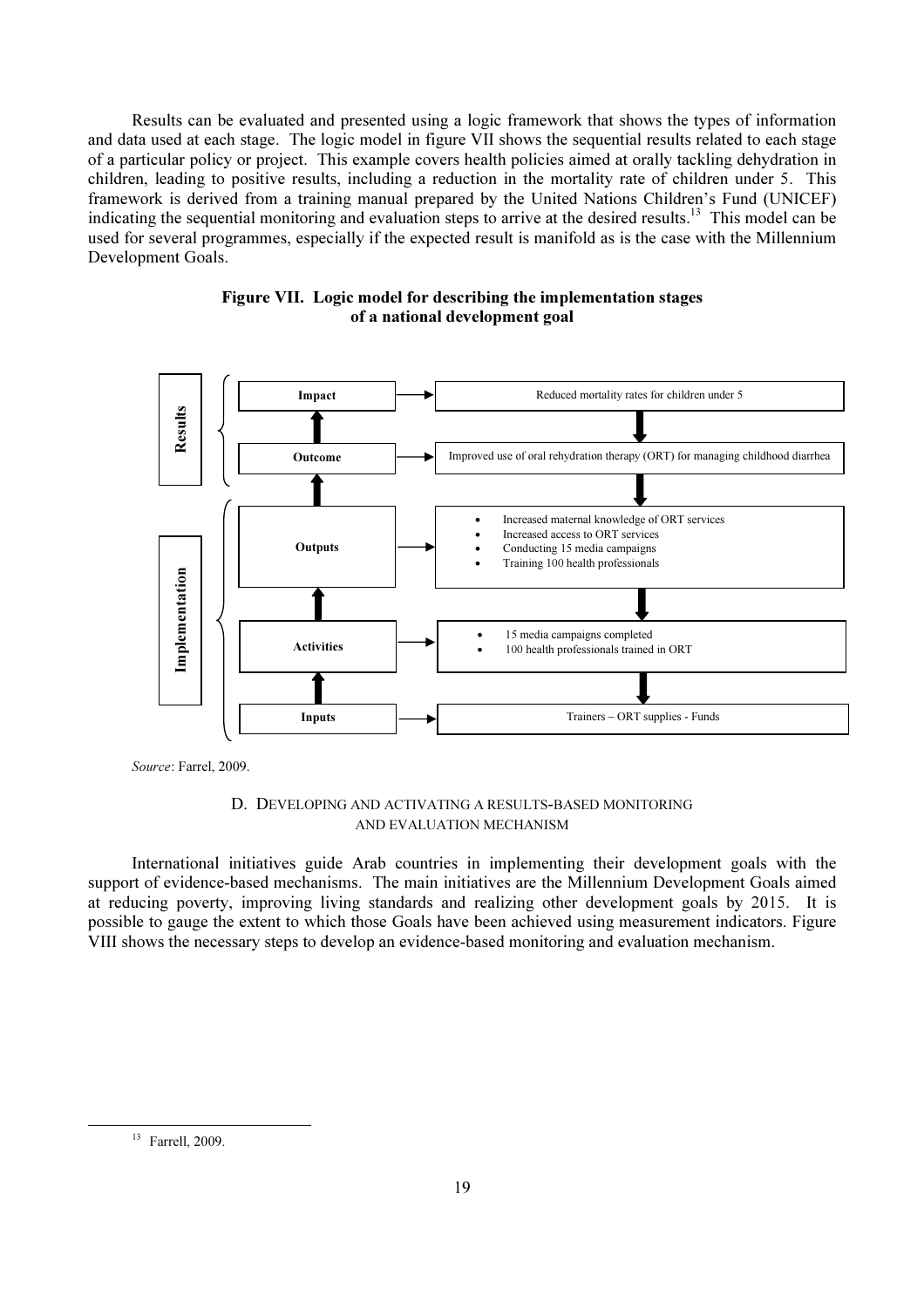Results can be evaluated and presented using a logic framework that shows the types of information and data used at each stage. The logic model in figure VII shows the sequential results related to each stage of a particular policy or project. This example covers health policies aimed at orally tackling dehydration in children, leading to positive results, including a reduction in the mortality rate of children under 5. This framework is derived from a training manual prepared by the United Nations Children's Fund (UNICEF) indicating the sequential monitoring and evaluation steps to arrive at the desired results.[13] This model can be used for several programmes, especially if the expected result is manifold as is the case with the Millennium Development Goals.

**Figure VII. Logic model for describing the implementation stages of a national development goal**

| | Stage | Description |
|---|---|---|
| Results | Impact | Reduced mortality rates for children under 5 |
| | Outcome | Improved use of oral rehydration therapy (ORT) for managing childhood diarrhea |
| Implementation | Outputs | • Increased maternal knowledge of ORT services<br>• Increased access to ORT services<br>• Conducting 15 media campaigns<br>• Training 100 health professionals |
| | Activities | • 15 media campaigns completed<br>• 100 health professionals trained in ORT |
| | Inputs | Trainers – ORT supplies - Funds |

*Source*: Farrel, 2009.

## D. Developing and activating a results-based monitoring and evaluation mechanism

International initiatives guide Arab countries in implementing their development goals with the support of evidence-based mechanisms. The main initiatives are the Millennium Development Goals aimed at reducing poverty, improving living standards and realizing other development goals by 2015. It is possible to gauge the extent to which those Goals have been achieved using measurement indicators. Figure VIII shows the necessary steps to develop an evidence-based monitoring and evaluation mechanism.

---

[13] Farrell, 2009.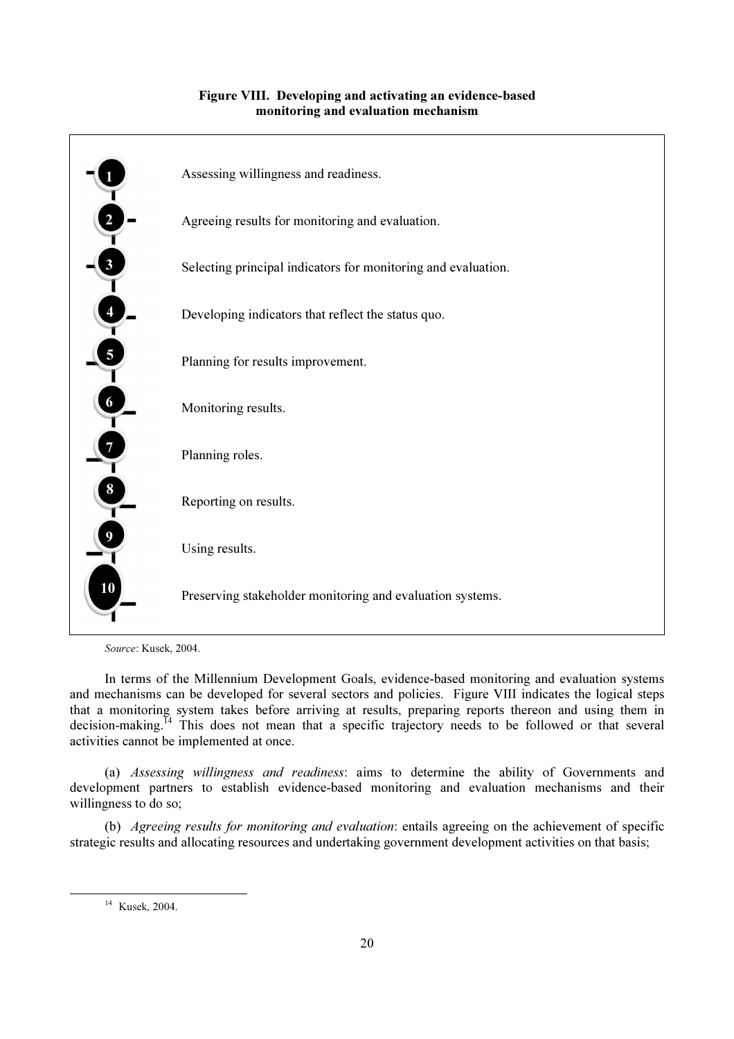**Figure VIII. Developing and activating an evidence-based monitoring and evaluation mechanism**

1. Assessing willingness and readiness.
2. Agreeing results for monitoring and evaluation.
3. Selecting principal indicators for monitoring and evaluation.
4. Developing indicators that reflect the status quo.
5. Planning for results improvement.
6. Monitoring results.
7. Planning roles.
8. Reporting on results.
9. Using results.
10. Preserving stakeholder monitoring and evaluation systems.

*Source*: Kusek, 2004.

In terms of the Millennium Development Goals, evidence-based monitoring and evaluation systems and mechanisms can be developed for several sectors and policies. Figure VIII indicates the logical steps that a monitoring system takes before arriving at results, preparing reports thereon and using them in decision-making.[14] This does not mean that a specific trajectory needs to be followed or that several activities cannot be implemented at once.

(a) *Assessing willingness and readiness*: aims to determine the ability of Governments and development partners to establish evidence-based monitoring and evaluation mechanisms and their willingness to do so;

(b) *Agreeing results for monitoring and evaluation*: entails agreeing on the achievement of specific strategic results and allocating resources and undertaking government development activities on that basis;

[14] Kusek, 2004.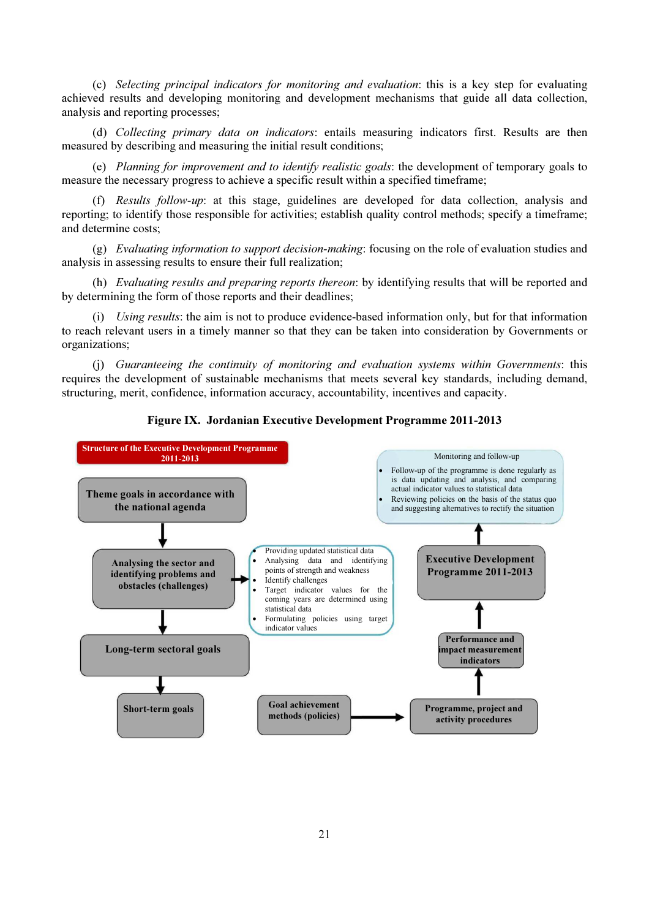(c) *Selecting principal indicators for monitoring and evaluation*: this is a key step for evaluating achieved results and developing monitoring and development mechanisms that guide all data collection, analysis and reporting processes;

(d) *Collecting primary data on indicators*: entails measuring indicators first. Results are then measured by describing and measuring the initial result conditions;

(e) *Planning for improvement and to identify realistic goals*: the development of temporary goals to measure the necessary progress to achieve a specific result within a specified timeframe;

(f) *Results follow-up*: at this stage, guidelines are developed for data collection, analysis and reporting; to identify those responsible for activities; establish quality control methods; specify a timeframe; and determine costs;

(g) *Evaluating information to support decision-making*: focusing on the role of evaluation studies and analysis in assessing results to ensure their full realization;

(h) *Evaluating results and preparing reports thereon*: by identifying results that will be reported and by determining the form of those reports and their deadlines;

(i) *Using results*: the aim is not to produce evidence-based information only, but for that information to reach relevant users in a timely manner so that they can be taken into consideration by Governments or organizations;

(j) *Guaranteeing the continuity of monitoring and evaluation systems within Governments*: this requires the development of sustainable mechanisms that meets several key standards, including demand, structuring, merit, confidence, information accuracy, accountability, incentives and capacity.

**Figure IX. Jordanian Executive Development Programme 2011-2013**

**Structure of the Executive Development Programme 2011-2013**

**Theme goals in accordance with the national agenda**

↓

**Analysing the sector and identifying problems and obstacles (challenges)** →

- Providing updated statistical data
- Analysing data and identifying points of strength and weakness
- Identify challenges
- Target indicator values for the coming years are determined using statistical data
- Formulating policies using target indicator values

↓

**Long-term sectoral goals**

↓

**Short-term goals**

**Goal achievement methods (policies)** → **Programme, project and activity procedures**

↑

**Performance and impact measurement indicators**

↑

**Executive Development Programme 2011-2013**

↑

Monitoring and follow-up

- Follow-up of the programme is done regularly as is data updating and analysis, and comparing actual indicator values to statistical data
- Reviewing policies on the basis of the status quo and suggesting alternatives to rectify the situation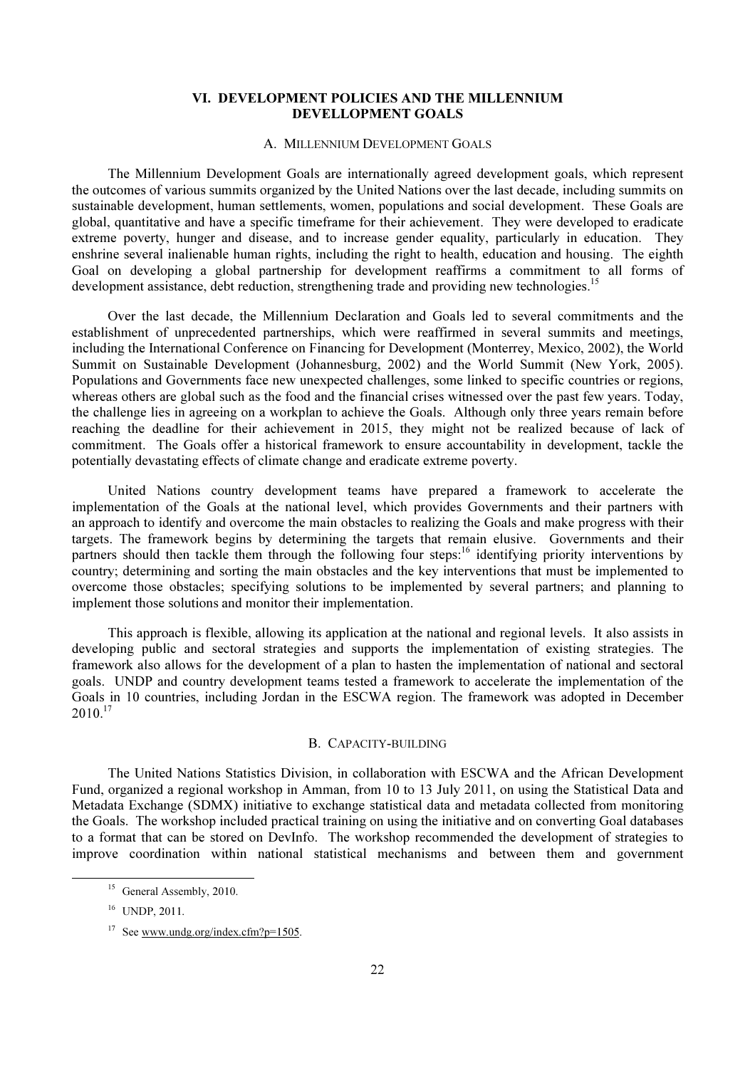## VI. DEVELOPMENT POLICIES AND THE MILLENNIUM DEVELLOPMENT GOALS

### A. MILLENNIUM DEVELOPMENT GOALS

The Millennium Development Goals are internationally agreed development goals, which represent the outcomes of various summits organized by the United Nations over the last decade, including summits on sustainable development, human settlements, women, populations and social development. These Goals are global, quantitative and have a specific timeframe for their achievement. They were developed to eradicate extreme poverty, hunger and disease, and to increase gender equality, particularly in education. They enshrine several inalienable human rights, including the right to health, education and housing. The eighth Goal on developing a global partnership for development reaffirms a commitment to all forms of development assistance, debt reduction, strengthening trade and providing new technologies.[15]

Over the last decade, the Millennium Declaration and Goals led to several commitments and the establishment of unprecedented partnerships, which were reaffirmed in several summits and meetings, including the International Conference on Financing for Development (Monterrey, Mexico, 2002), the World Summit on Sustainable Development (Johannesburg, 2002) and the World Summit (New York, 2005). Populations and Governments face new unexpected challenges, some linked to specific countries or regions, whereas others are global such as the food and the financial crises witnessed over the past few years. Today, the challenge lies in agreeing on a workplan to achieve the Goals. Although only three years remain before reaching the deadline for their achievement in 2015, they might not be realized because of lack of commitment. The Goals offer a historical framework to ensure accountability in development, tackle the potentially devastating effects of climate change and eradicate extreme poverty.

United Nations country development teams have prepared a framework to accelerate the implementation of the Goals at the national level, which provides Governments and their partners with an approach to identify and overcome the main obstacles to realizing the Goals and make progress with their targets. The framework begins by determining the targets that remain elusive. Governments and their partners should then tackle them through the following four steps:[16] identifying priority interventions by country; determining and sorting the main obstacles and the key interventions that must be implemented to overcome those obstacles; specifying solutions to be implemented by several partners; and planning to implement those solutions and monitor their implementation.

This approach is flexible, allowing its application at the national and regional levels. It also assists in developing public and sectoral strategies and supports the implementation of existing strategies. The framework also allows for the development of a plan to hasten the implementation of national and sectoral goals. UNDP and country development teams tested a framework to accelerate the implementation of the Goals in 10 countries, including Jordan in the ESCWA region. The framework was adopted in December 2010.[17]

### B. CAPACITY-BUILDING

The United Nations Statistics Division, in collaboration with ESCWA and the African Development Fund, organized a regional workshop in Amman, from 10 to 13 July 2011, on using the Statistical Data and Metadata Exchange (SDMX) initiative to exchange statistical data and metadata collected from monitoring the Goals. The workshop included practical training on using the initiative and on converting Goal databases to a format that can be stored on DevInfo. The workshop recommended the development of strategies to improve coordination within national statistical mechanisms and between them and government

---

[15] General Assembly, 2010.

[16] UNDP, 2011.

[17] See www.undg.org/index.cfm?p=1505.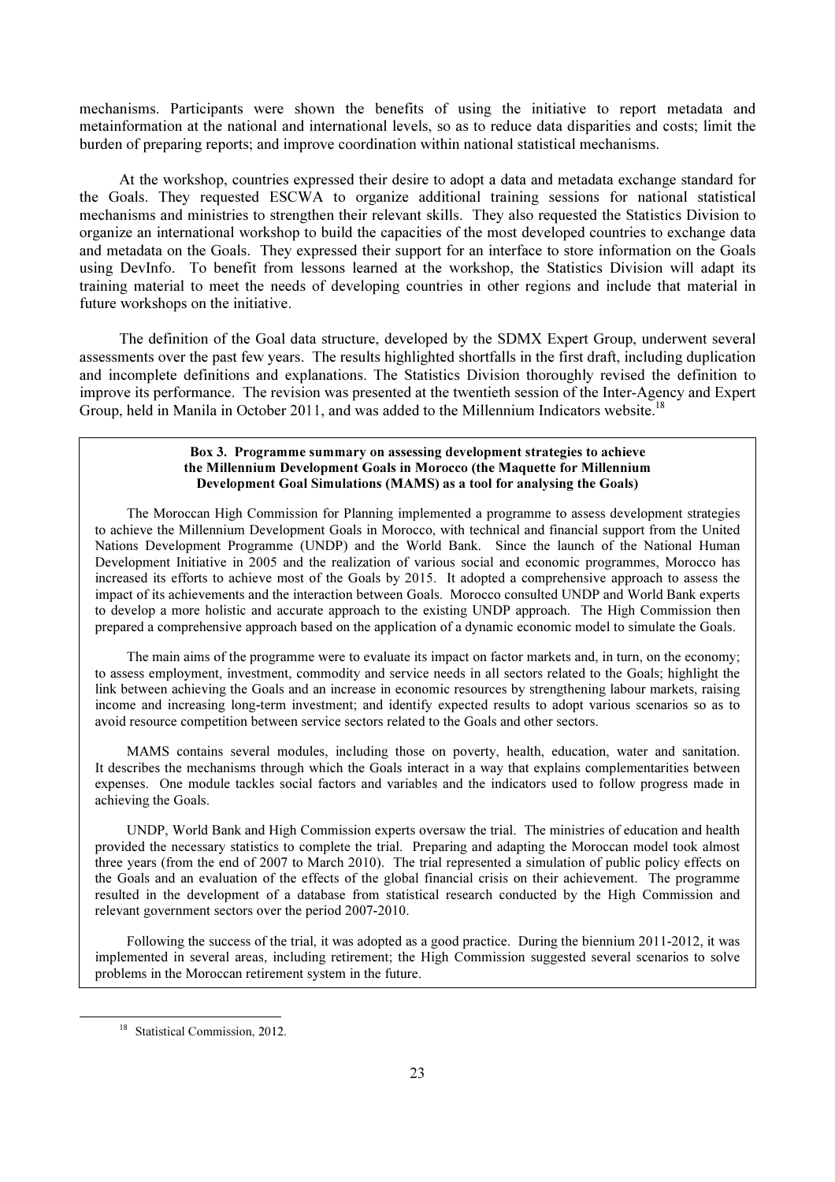mechanisms. Participants were shown the benefits of using the initiative to report metadata and metainformation at the national and international levels, so as to reduce data disparities and costs; limit the burden of preparing reports; and improve coordination within national statistical mechanisms.

At the workshop, countries expressed their desire to adopt a data and metadata exchange standard for the Goals. They requested ESCWA to organize additional training sessions for national statistical mechanisms and ministries to strengthen their relevant skills. They also requested the Statistics Division to organize an international workshop to build the capacities of the most developed countries to exchange data and metadata on the Goals. They expressed their support for an interface to store information on the Goals using DevInfo. To benefit from lessons learned at the workshop, the Statistics Division will adapt its training material to meet the needs of developing countries in other regions and include that material in future workshops on the initiative.

The definition of the Goal data structure, developed by the SDMX Expert Group, underwent several assessments over the past few years. The results highlighted shortfalls in the first draft, including duplication and incomplete definitions and explanations. The Statistics Division thoroughly revised the definition to improve its performance. The revision was presented at the twentieth session of the Inter-Agency and Expert Group, held in Manila in October 2011, and was added to the Millennium Indicators website.[18]

**Box 3. Programme summary on assessing development strategies to achieve the Millennium Development Goals in Morocco (the Maquette for Millennium Development Goal Simulations (MAMS) as a tool for analysing the Goals)**

The Moroccan High Commission for Planning implemented a programme to assess development strategies to achieve the Millennium Development Goals in Morocco, with technical and financial support from the United Nations Development Programme (UNDP) and the World Bank. Since the launch of the National Human Development Initiative in 2005 and the realization of various social and economic programmes, Morocco has increased its efforts to achieve most of the Goals by 2015. It adopted a comprehensive approach to assess the impact of its achievements and the interaction between Goals. Morocco consulted UNDP and World Bank experts to develop a more holistic and accurate approach to the existing UNDP approach. The High Commission then prepared a comprehensive approach based on the application of a dynamic economic model to simulate the Goals.

The main aims of the programme were to evaluate its impact on factor markets and, in turn, on the economy; to assess employment, investment, commodity and service needs in all sectors related to the Goals; highlight the link between achieving the Goals and an increase in economic resources by strengthening labour markets, raising income and increasing long-term investment; and identify expected results to adopt various scenarios so as to avoid resource competition between service sectors related to the Goals and other sectors.

MAMS contains several modules, including those on poverty, health, education, water and sanitation. It describes the mechanisms through which the Goals interact in a way that explains complementarities between expenses. One module tackles social factors and variables and the indicators used to follow progress made in achieving the Goals.

UNDP, World Bank and High Commission experts oversaw the trial. The ministries of education and health provided the necessary statistics to complete the trial. Preparing and adapting the Moroccan model took almost three years (from the end of 2007 to March 2010). The trial represented a simulation of public policy effects on the Goals and an evaluation of the effects of the global financial crisis on their achievement. The programme resulted in the development of a database from statistical research conducted by the High Commission and relevant government sectors over the period 2007-2010.

Following the success of the trial, it was adopted as a good practice. During the biennium 2011-2012, it was implemented in several areas, including retirement; the High Commission suggested several scenarios to solve problems in the Moroccan retirement system in the future.

---

[18] Statistical Commission, 2012.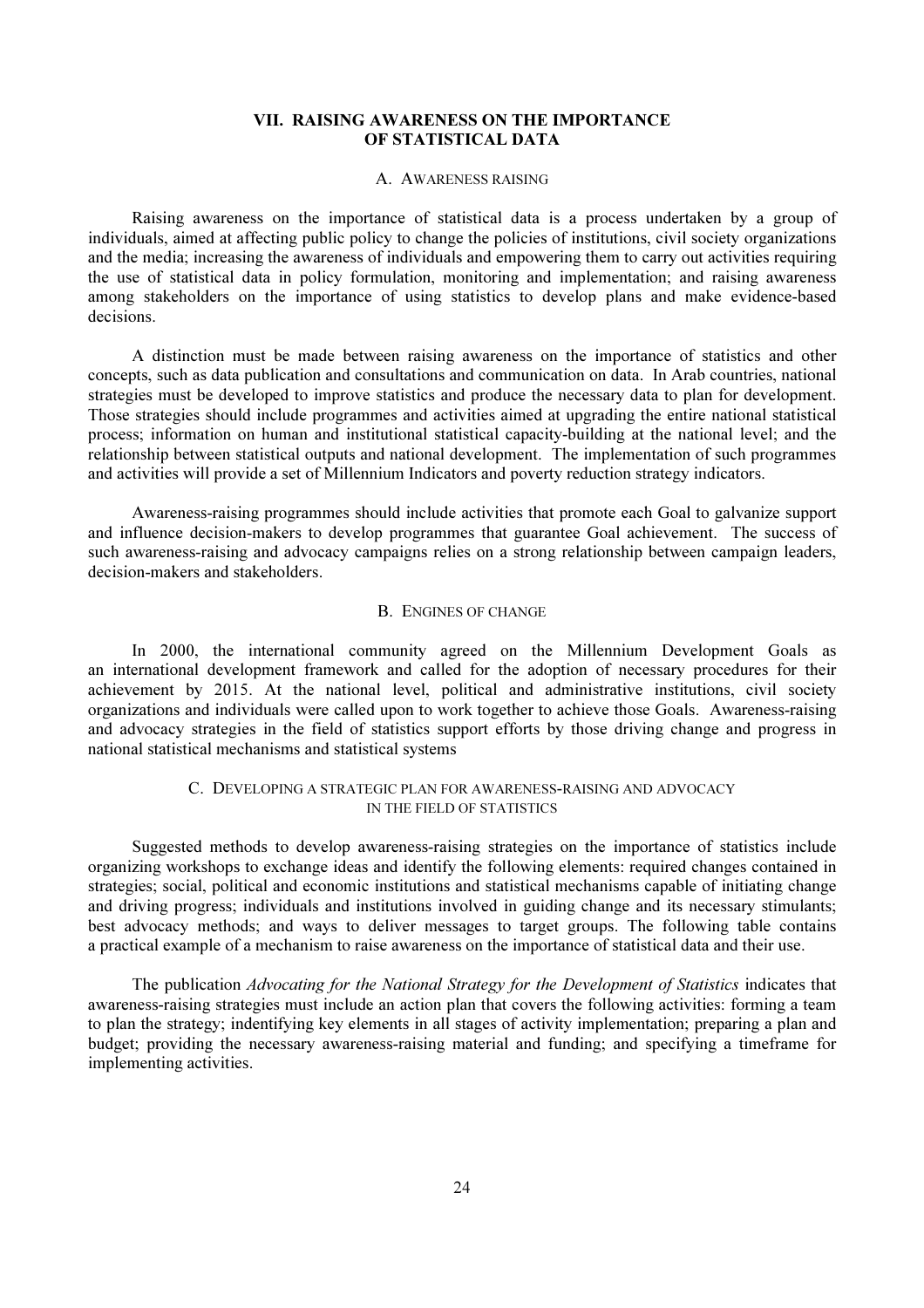## VII. RAISING AWARENESS ON THE IMPORTANCE OF STATISTICAL DATA

### A. AWARENESS RAISING

Raising awareness on the importance of statistical data is a process undertaken by a group of individuals, aimed at affecting public policy to change the policies of institutions, civil society organizations and the media; increasing the awareness of individuals and empowering them to carry out activities requiring the use of statistical data in policy formulation, monitoring and implementation; and raising awareness among stakeholders on the importance of using statistics to develop plans and make evidence-based decisions.

A distinction must be made between raising awareness on the importance of statistics and other concepts, such as data publication and consultations and communication on data. In Arab countries, national strategies must be developed to improve statistics and produce the necessary data to plan for development. Those strategies should include programmes and activities aimed at upgrading the entire national statistical process; information on human and institutional statistical capacity-building at the national level; and the relationship between statistical outputs and national development. The implementation of such programmes and activities will provide a set of Millennium Indicators and poverty reduction strategy indicators.

Awareness-raising programmes should include activities that promote each Goal to galvanize support and influence decision-makers to develop programmes that guarantee Goal achievement. The success of such awareness-raising and advocacy campaigns relies on a strong relationship between campaign leaders, decision-makers and stakeholders.

### B. ENGINES OF CHANGE

In 2000, the international community agreed on the Millennium Development Goals as an international development framework and called for the adoption of necessary procedures for their achievement by 2015. At the national level, political and administrative institutions, civil society organizations and individuals were called upon to work together to achieve those Goals. Awareness-raising and advocacy strategies in the field of statistics support efforts by those driving change and progress in national statistical mechanisms and statistical systems

### C. DEVELOPING A STRATEGIC PLAN FOR AWARENESS-RAISING AND ADVOCACY IN THE FIELD OF STATISTICS

Suggested methods to develop awareness-raising strategies on the importance of statistics include organizing workshops to exchange ideas and identify the following elements: required changes contained in strategies; social, political and economic institutions and statistical mechanisms capable of initiating change and driving progress; individuals and institutions involved in guiding change and its necessary stimulants; best advocacy methods; and ways to deliver messages to target groups. The following table contains a practical example of a mechanism to raise awareness on the importance of statistical data and their use.

The publication *Advocating for the National Strategy for the Development of Statistics* indicates that awareness-raising strategies must include an action plan that covers the following activities: forming a team to plan the strategy; indentifying key elements in all stages of activity implementation; preparing a plan and budget; providing the necessary awareness-raising material and funding; and specifying a timeframe for implementing activities.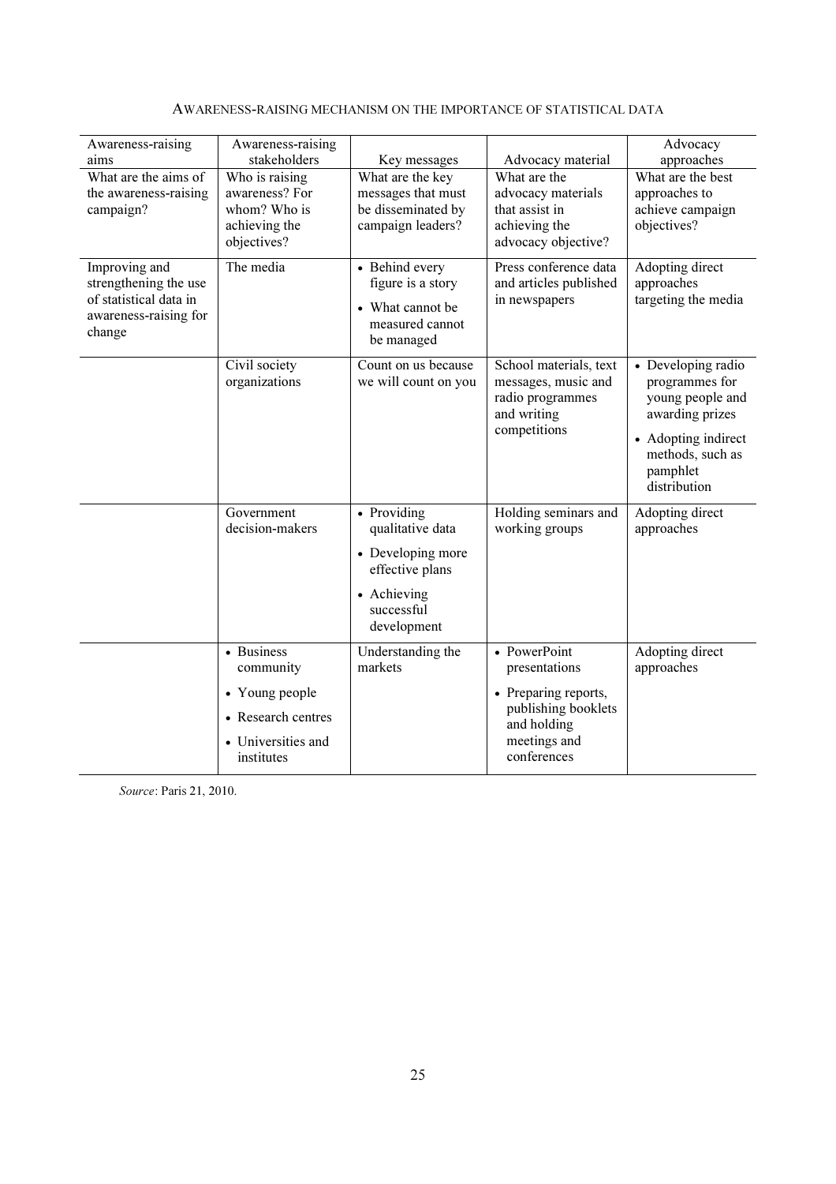AWARENESS-RAISING MECHANISM ON THE IMPORTANCE OF STATISTICAL DATA

| Awareness-raising aims | Awareness-raising stakeholders | Key messages | Advocacy material | Advocacy approaches |
|---|---|---|---|---|
| What are the aims of the awareness-raising campaign? | Who is raising awareness? For whom? Who is achieving the objectives? | What are the key messages that must be disseminated by campaign leaders? | What are the advocacy materials that assist in achieving the advocacy objective? | What are the best approaches to achieve campaign objectives? |
| Improving and strengthening the use of statistical data in awareness-raising for change | The media | • Behind every figure is a story<br>• What cannot be measured cannot be managed | Press conference data and articles published in newspapers | Adopting direct approaches targeting the media |
| | Civil society organizations | Count on us because we will count on you | School materials, text messages, music and radio programmes and writing competitions | • Developing radio programmes for young people and awarding prizes<br>• Adopting indirect methods, such as pamphlet distribution |
| | Government decision-makers | • Providing qualitative data<br>• Developing more effective plans<br>• Achieving successful development | Holding seminars and working groups | Adopting direct approaches |
| | • Business community<br>• Young people<br>• Research centres<br>• Universities and institutes | Understanding the markets | • PowerPoint presentations<br>• Preparing reports, publishing booklets and holding meetings and conferences | Adopting direct approaches |

*Source*: Paris 21, 2010.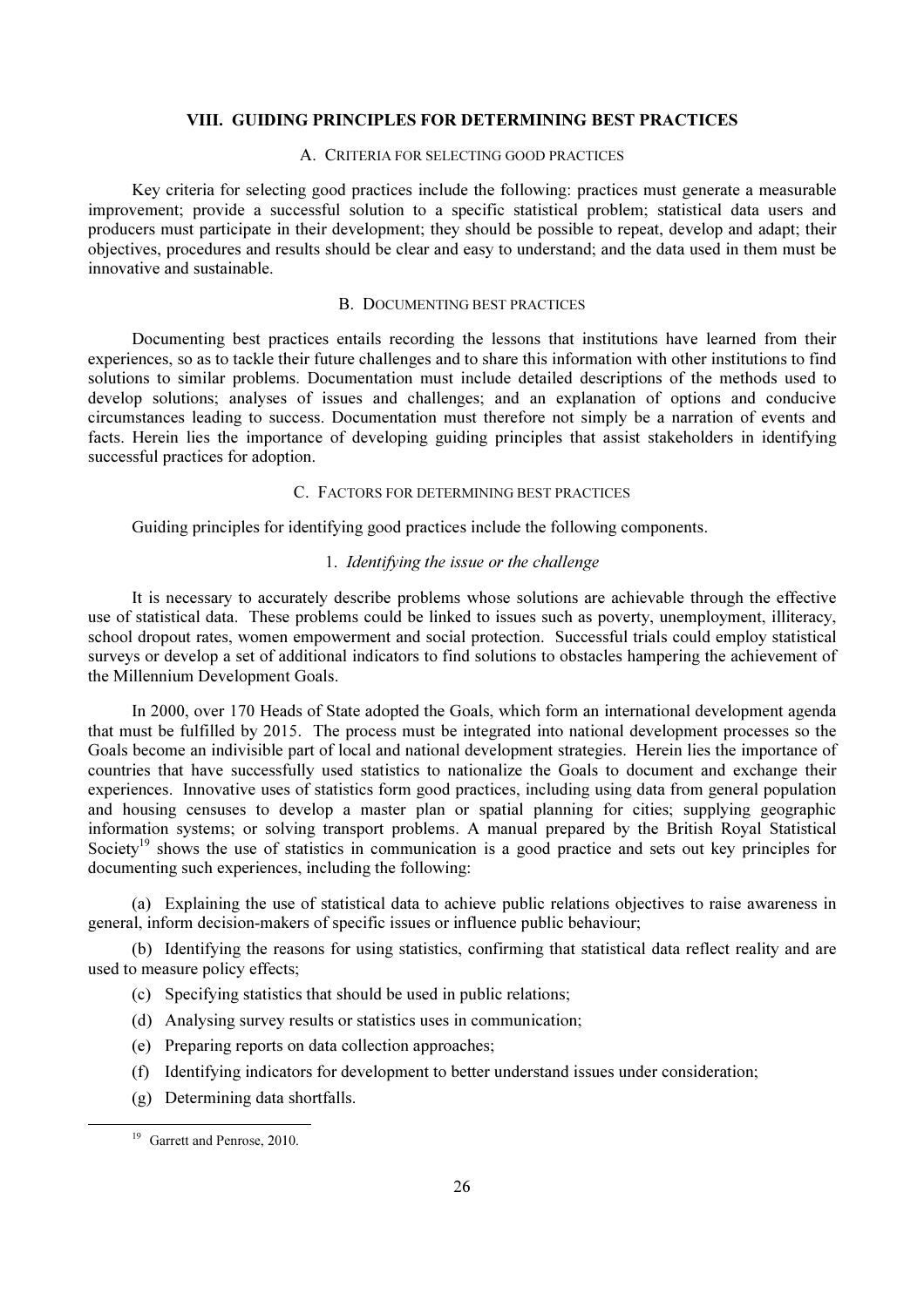## VIII. GUIDING PRINCIPLES FOR DETERMINING BEST PRACTICES

### A. CRITERIA FOR SELECTING GOOD PRACTICES

Key criteria for selecting good practices include the following: practices must generate a measurable improvement; provide a successful solution to a specific statistical problem; statistical data users and producers must participate in their development; they should be possible to repeat, develop and adapt; their objectives, procedures and results should be clear and easy to understand; and the data used in them must be innovative and sustainable.

### B. DOCUMENTING BEST PRACTICES

Documenting best practices entails recording the lessons that institutions have learned from their experiences, so as to tackle their future challenges and to share this information with other institutions to find solutions to similar problems. Documentation must include detailed descriptions of the methods used to develop solutions; analyses of issues and challenges; and an explanation of options and conducive circumstances leading to success. Documentation must therefore not simply be a narration of events and facts. Herein lies the importance of developing guiding principles that assist stakeholders in identifying successful practices for adoption.

### C. FACTORS FOR DETERMINING BEST PRACTICES

Guiding principles for identifying good practices include the following components.

#### 1. *Identifying the issue or the challenge*

It is necessary to accurately describe problems whose solutions are achievable through the effective use of statistical data. These problems could be linked to issues such as poverty, unemployment, illiteracy, school dropout rates, women empowerment and social protection. Successful trials could employ statistical surveys or develop a set of additional indicators to find solutions to obstacles hampering the achievement of the Millennium Development Goals.

In 2000, over 170 Heads of State adopted the Goals, which form an international development agenda that must be fulfilled by 2015. The process must be integrated into national development processes so the Goals become an indivisible part of local and national development strategies. Herein lies the importance of countries that have successfully used statistics to nationalize the Goals to document and exchange their experiences. Innovative uses of statistics form good practices, including using data from general population and housing censuses to develop a master plan or spatial planning for cities; supplying geographic information systems; or solving transport problems. A manual prepared by the British Royal Statistical Society[19] shows the use of statistics in communication is a good practice and sets out key principles for documenting such experiences, including the following:

(a) Explaining the use of statistical data to achieve public relations objectives to raise awareness in general, inform decision-makers of specific issues or influence public behaviour;

(b) Identifying the reasons for using statistics, confirming that statistical data reflect reality and are used to measure policy effects;

(c) Specifying statistics that should be used in public relations;

(d) Analysing survey results or statistics uses in communication;

(e) Preparing reports on data collection approaches;

(f) Identifying indicators for development to better understand issues under consideration;

(g) Determining data shortfalls.

---

[19] Garrett and Penrose, 2010.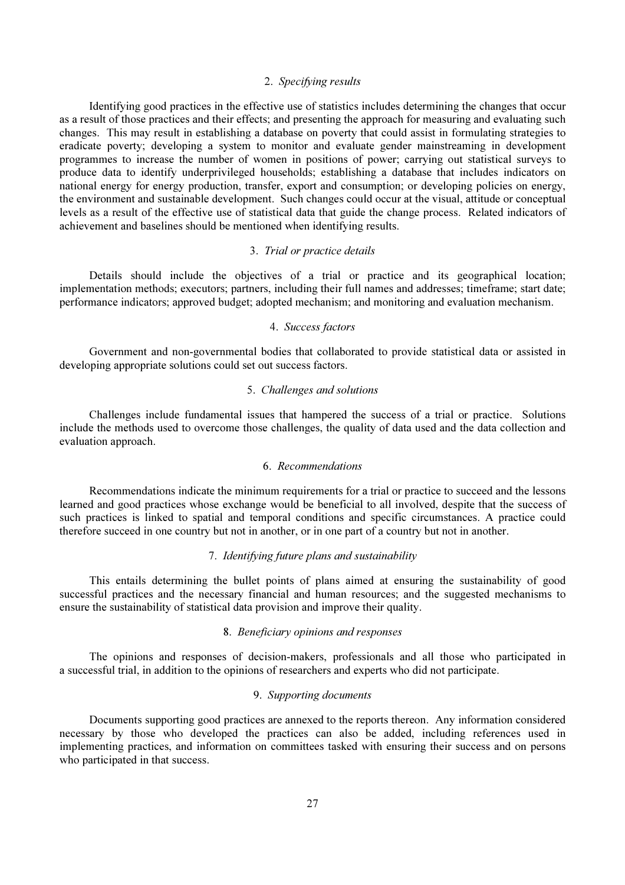### 2. *Specifying results*

Identifying good practices in the effective use of statistics includes determining the changes that occur as a result of those practices and their effects; and presenting the approach for measuring and evaluating such changes. This may result in establishing a database on poverty that could assist in formulating strategies to eradicate poverty; developing a system to monitor and evaluate gender mainstreaming in development programmes to increase the number of women in positions of power; carrying out statistical surveys to produce data to identify underprivileged households; establishing a database that includes indicators on national energy for energy production, transfer, export and consumption; or developing policies on energy, the environment and sustainable development. Such changes could occur at the visual, attitude or conceptual levels as a result of the effective use of statistical data that guide the change process. Related indicators of achievement and baselines should be mentioned when identifying results.

### 3. *Trial or practice details*

Details should include the objectives of a trial or practice and its geographical location; implementation methods; executors; partners, including their full names and addresses; timeframe; start date; performance indicators; approved budget; adopted mechanism; and monitoring and evaluation mechanism.

### 4. *Success factors*

Government and non-governmental bodies that collaborated to provide statistical data or assisted in developing appropriate solutions could set out success factors.

### 5. *Challenges and solutions*

Challenges include fundamental issues that hampered the success of a trial or practice. Solutions include the methods used to overcome those challenges, the quality of data used and the data collection and evaluation approach.

### 6. *Recommendations*

Recommendations indicate the minimum requirements for a trial or practice to succeed and the lessons learned and good practices whose exchange would be beneficial to all involved, despite that the success of such practices is linked to spatial and temporal conditions and specific circumstances. A practice could therefore succeed in one country but not in another, or in one part of a country but not in another.

### 7. *Identifying future plans and sustainability*

This entails determining the bullet points of plans aimed at ensuring the sustainability of good successful practices and the necessary financial and human resources; and the suggested mechanisms to ensure the sustainability of statistical data provision and improve their quality.

### 8. *Beneficiary opinions and responses*

The opinions and responses of decision-makers, professionals and all those who participated in a successful trial, in addition to the opinions of researchers and experts who did not participate.

### 9. *Supporting documents*

Documents supporting good practices are annexed to the reports thereon. Any information considered necessary by those who developed the practices can also be added, including references used in implementing practices, and information on committees tasked with ensuring their success and on persons who participated in that success.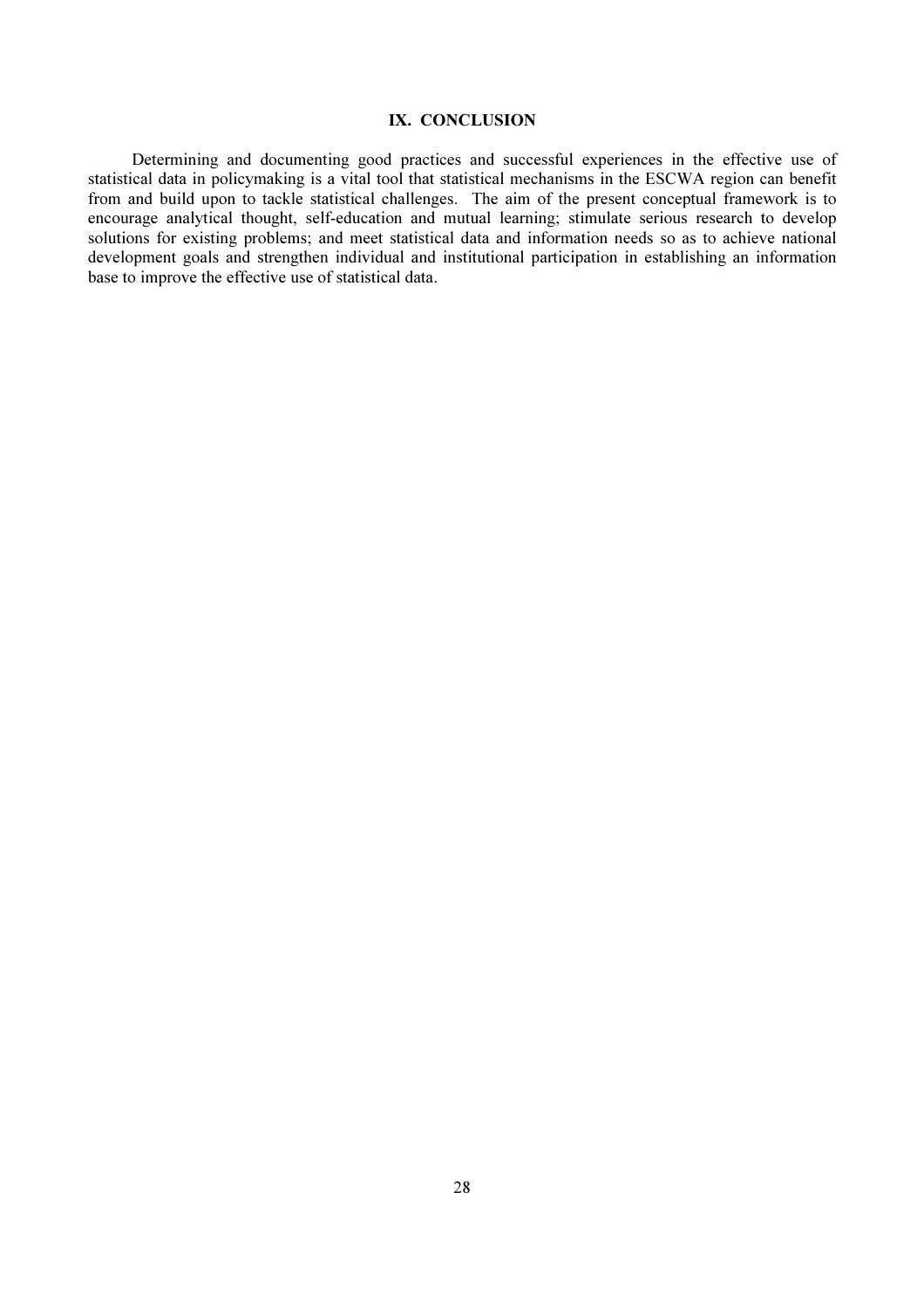## IX. CONCLUSION

Determining and documenting good practices and successful experiences in the effective use of statistical data in policymaking is a vital tool that statistical mechanisms in the ESCWA region can benefit from and build upon to tackle statistical challenges. The aim of the present conceptual framework is to encourage analytical thought, self-education and mutual learning; stimulate serious research to develop solutions for existing problems; and meet statistical data and information needs so as to achieve national development goals and strengthen individual and institutional participation in establishing an information base to improve the effective use of statistical data.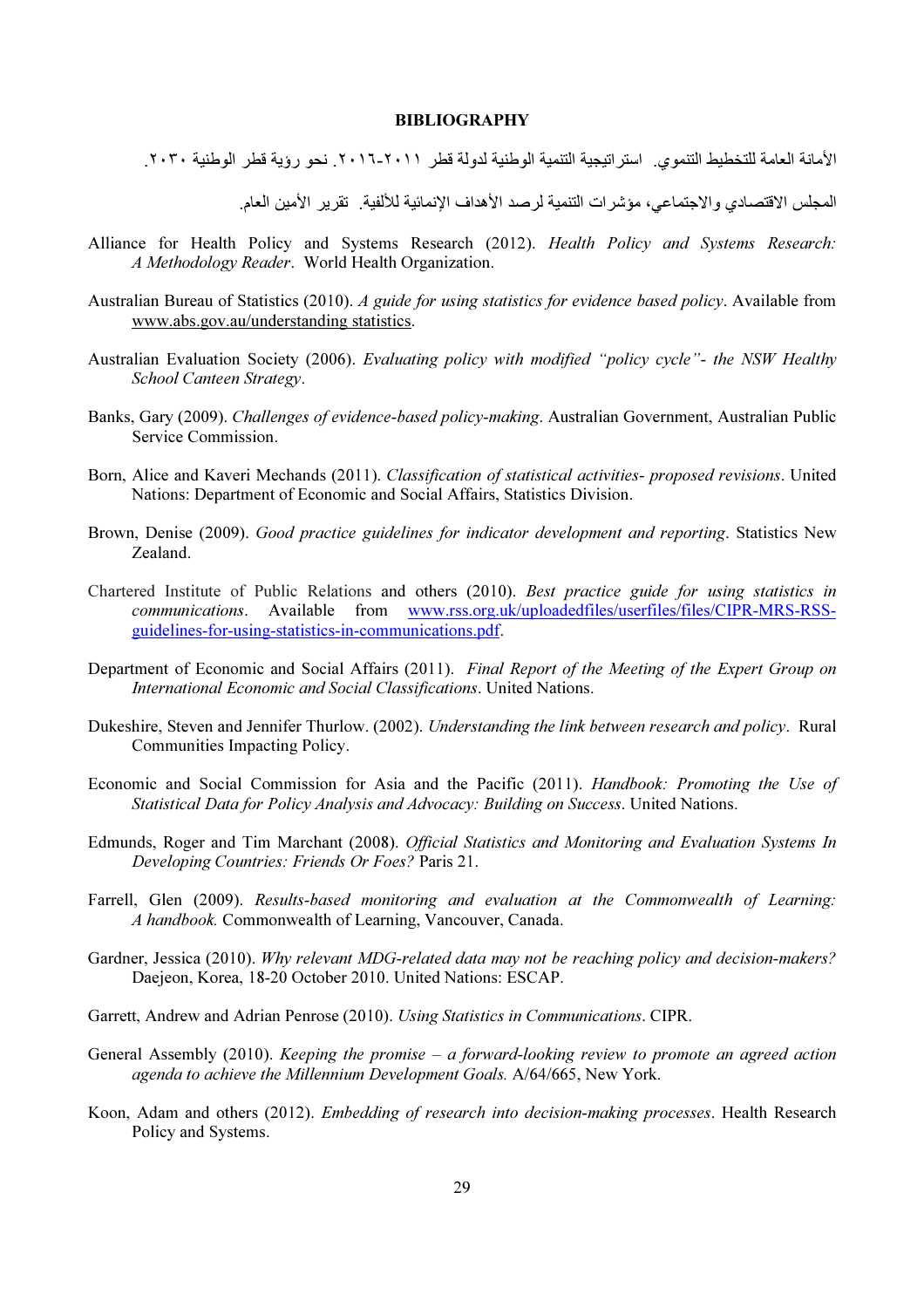# BIBLIOGRAPHY

الأمانة العامة للتخطيط التنموي. استراتيجية التنمية الوطنية لدولة قطر ٢٠١١-٢٠١٦. نحو رؤية قطر الوطنية ٢٠٣٠.

المجلس الاقتصادي والاجتماعي، مؤشرات التنمية لرصد الأهداف الإنمائية للألفية. تقرير الأمين العام.

Alliance for Health Policy and Systems Research (2012). *Health Policy and Systems Research: A Methodology Reader*. World Health Organization.

Australian Bureau of Statistics (2010). *A guide for using statistics for evidence based policy*. Available from www.abs.gov.au/understanding statistics.

Australian Evaluation Society (2006). *Evaluating policy with modified "policy cycle"- the NSW Healthy School Canteen Strategy*.

Banks, Gary (2009). *Challenges of evidence-based policy-making*. Australian Government, Australian Public Service Commission.

Born, Alice and Kaveri Mechands (2011). *Classification of statistical activities- proposed revisions*. United Nations: Department of Economic and Social Affairs, Statistics Division.

Brown, Denise (2009). *Good practice guidelines for indicator development and reporting*. Statistics New Zealand.

Chartered Institute of Public Relations and others (2010). *Best practice guide for using statistics in communications*. Available from www.rss.org.uk/uploadedfiles/userfiles/files/CIPR-MRS-RSS-guidelines-for-using-statistics-in-communications.pdf.

Department of Economic and Social Affairs (2011). *Final Report of the Meeting of the Expert Group on International Economic and Social Classifications*. United Nations.

Dukeshire, Steven and Jennifer Thurlow. (2002). *Understanding the link between research and policy*. Rural Communities Impacting Policy.

Economic and Social Commission for Asia and the Pacific (2011). *Handbook: Promoting the Use of Statistical Data for Policy Analysis and Advocacy: Building on Success*. United Nations.

Edmunds, Roger and Tim Marchant (2008). *Official Statistics and Monitoring and Evaluation Systems In Developing Countries: Friends Or Foes?* Paris 21.

Farrell, Glen (2009). *Results-based monitoring and evaluation at the Commonwealth of Learning: A handbook.* Commonwealth of Learning, Vancouver, Canada.

Gardner, Jessica (2010). *Why relevant MDG-related data may not be reaching policy and decision-makers?* Daejeon, Korea, 18-20 October 2010. United Nations: ESCAP.

Garrett, Andrew and Adrian Penrose (2010). *Using Statistics in Communications*. CIPR.

General Assembly (2010). *Keeping the promise – a forward-looking review to promote an agreed action agenda to achieve the Millennium Development Goals.* A/64/665, New York.

Koon, Adam and others (2012). *Embedding of research into decision-making processes*. Health Research Policy and Systems.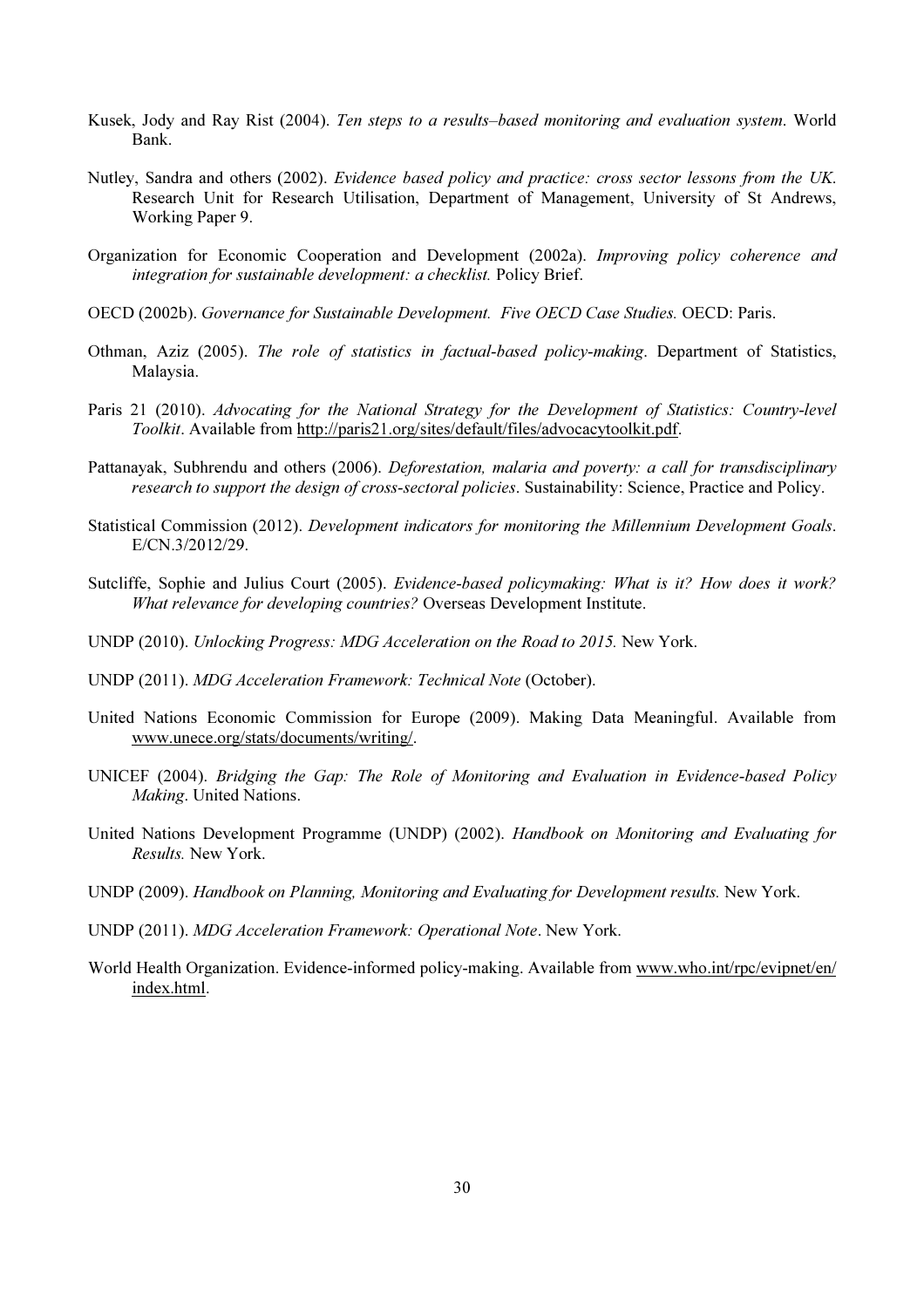Kusek, Jody and Ray Rist (2004). *Ten steps to a results–based monitoring and evaluation system*. World Bank.

Nutley, Sandra and others (2002). *Evidence based policy and practice: cross sector lessons from the UK*. Research Unit for Research Utilisation, Department of Management, University of St Andrews, Working Paper 9.

Organization for Economic Cooperation and Development (2002a). *Improving policy coherence and integration for sustainable development: a checklist.* Policy Brief.

OECD (2002b). *Governance for Sustainable Development. Five OECD Case Studies.* OECD: Paris.

Othman, Aziz (2005). *The role of statistics in factual-based policy-making*. Department of Statistics, Malaysia.

Paris 21 (2010). *Advocating for the National Strategy for the Development of Statistics: Country-level Toolkit*. Available from http://paris21.org/sites/default/files/advocacytoolkit.pdf.

Pattanayak, Subhrendu and others (2006). *Deforestation, malaria and poverty: a call for transdisciplinary research to support the design of cross-sectoral policies*. Sustainability: Science, Practice and Policy.

Statistical Commission (2012). *Development indicators for monitoring the Millennium Development Goals*. E/CN.3/2012/29.

Sutcliffe, Sophie and Julius Court (2005). *Evidence-based policymaking: What is it? How does it work? What relevance for developing countries?* Overseas Development Institute.

UNDP (2010). *Unlocking Progress: MDG Acceleration on the Road to 2015.* New York.

UNDP (2011). *MDG Acceleration Framework: Technical Note* (October).

United Nations Economic Commission for Europe (2009). Making Data Meaningful. Available from www.unece.org/stats/documents/writing/.

UNICEF (2004). *Bridging the Gap: The Role of Monitoring and Evaluation in Evidence-based Policy Making*. United Nations.

United Nations Development Programme (UNDP) (2002). *Handbook on Monitoring and Evaluating for Results.* New York.

UNDP (2009). *Handbook on Planning, Monitoring and Evaluating for Development results.* New York.

UNDP (2011). *MDG Acceleration Framework: Operational Note*. New York.

World Health Organization. Evidence-informed policy-making. Available from www.who.int/rpc/evipnet/en/index.html.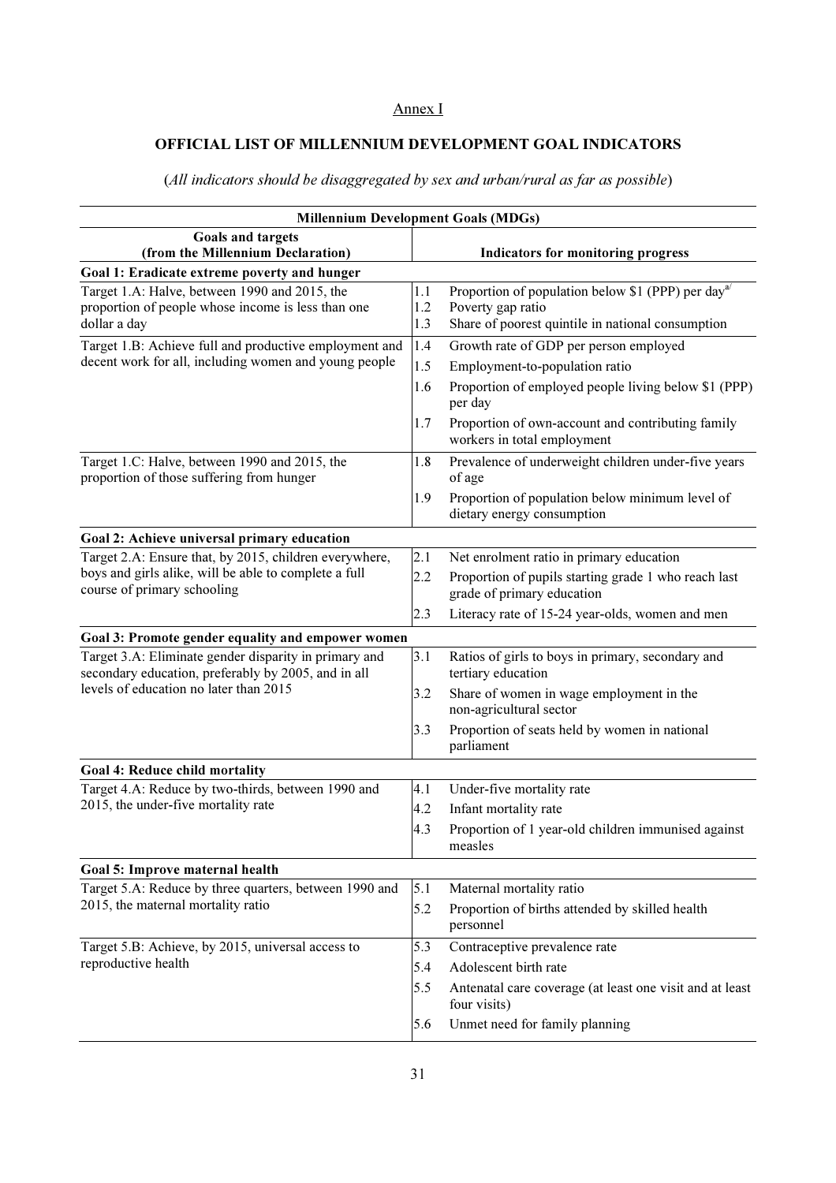Annex I

## OFFICIAL LIST OF MILLENNIUM DEVELOPMENT GOAL INDICATORS

(*All indicators should be disaggregated by sex and urban/rural as far as possible*)

| Millennium Development Goals (MDGs) | |
|---|---|
| **Goals and targets (from the Millennium Declaration)** | **Indicators for monitoring progress** |
| **Goal 1: Eradicate extreme poverty and hunger** | |
| Target 1.A: Halve, between 1990 and 2015, the proportion of people whose income is less than one dollar a day | 1.1 Proportion of population below $1 (PPP) per day[a/]<br>1.2 Poverty gap ratio<br>1.3 Share of poorest quintile in national consumption |
| Target 1.B: Achieve full and productive employment and decent work for all, including women and young people | 1.4 Growth rate of GDP per person employed<br>1.5 Employment-to-population ratio<br>1.6 Proportion of employed people living below $1 (PPP) per day<br>1.7 Proportion of own-account and contributing family workers in total employment |
| Target 1.C: Halve, between 1990 and 2015, the proportion of those suffering from hunger | 1.8 Prevalence of underweight children under-five years of age<br>1.9 Proportion of population below minimum level of dietary energy consumption |
| **Goal 2: Achieve universal primary education** | |
| Target 2.A: Ensure that, by 2015, children everywhere, boys and girls alike, will be able to complete a full course of primary schooling | 2.1 Net enrolment ratio in primary education<br>2.2 Proportion of pupils starting grade 1 who reach last grade of primary education<br>2.3 Literacy rate of 15-24 year-olds, women and men |
| **Goal 3: Promote gender equality and empower women** | |
| Target 3.A: Eliminate gender disparity in primary and secondary education, preferably by 2005, and in all levels of education no later than 2015 | 3.1 Ratios of girls to boys in primary, secondary and tertiary education<br>3.2 Share of women in wage employment in the non-agricultural sector<br>3.3 Proportion of seats held by women in national parliament |
| **Goal 4: Reduce child mortality** | |
| Target 4.A: Reduce by two-thirds, between 1990 and 2015, the under-five mortality rate | 4.1 Under-five mortality rate<br>4.2 Infant mortality rate<br>4.3 Proportion of 1 year-old children immunised against measles |
| **Goal 5: Improve maternal health** | |
| Target 5.A: Reduce by three quarters, between 1990 and 2015, the maternal mortality ratio | 5.1 Maternal mortality ratio<br>5.2 Proportion of births attended by skilled health personnel |
| Target 5.B: Achieve, by 2015, universal access to reproductive health | 5.3 Contraceptive prevalence rate<br>5.4 Adolescent birth rate<br>5.5 Antenatal care coverage (at least one visit and at least four visits)<br>5.6 Unmet need for family planning |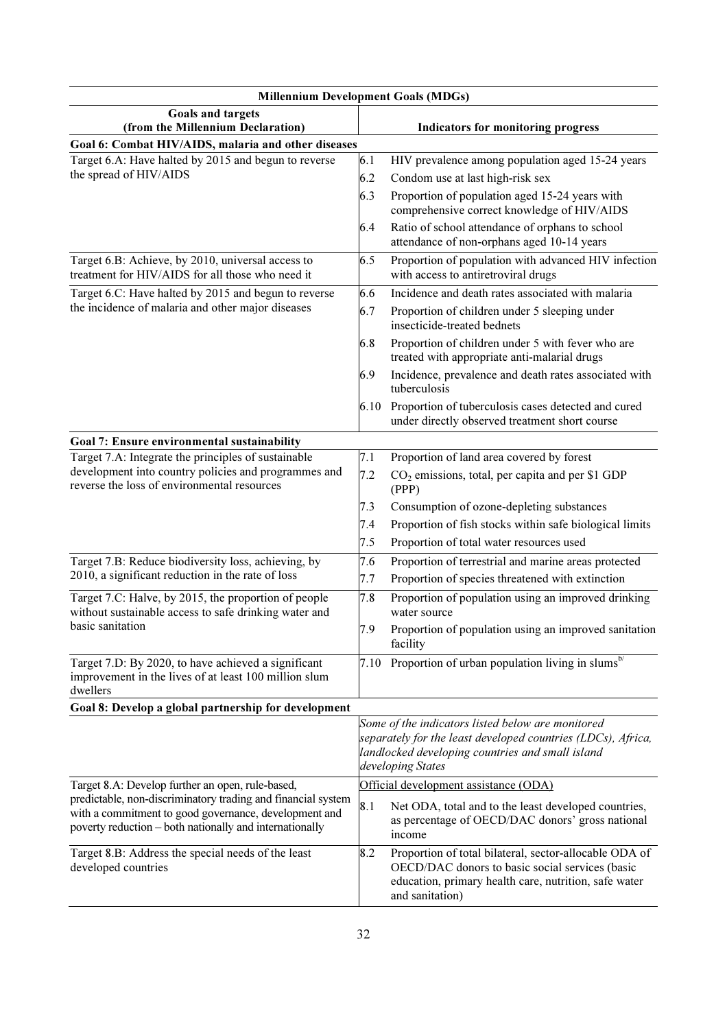| Millennium Development Goals (MDGs) | |
|---|---|
| **Goals and targets (from the Millennium Declaration)** | **Indicators for monitoring progress** |
| **Goal 6: Combat HIV/AIDS, malaria and other diseases** | |
| Target 6.A: Have halted by 2015 and begun to reverse the spread of HIV/AIDS | 6.1 HIV prevalence among population aged 15-24 years<br>6.2 Condom use at last high-risk sex<br>6.3 Proportion of population aged 15-24 years with comprehensive correct knowledge of HIV/AIDS<br>6.4 Ratio of school attendance of orphans to school attendance of non-orphans aged 10-14 years |
| Target 6.B: Achieve, by 2010, universal access to treatment for HIV/AIDS for all those who need it | 6.5 Proportion of population with advanced HIV infection with access to antiretroviral drugs |
| Target 6.C: Have halted by 2015 and begun to reverse the incidence of malaria and other major diseases | 6.6 Incidence and death rates associated with malaria<br>6.7 Proportion of children under 5 sleeping under insecticide-treated bednets<br>6.8 Proportion of children under 5 with fever who are treated with appropriate anti-malarial drugs<br>6.9 Incidence, prevalence and death rates associated with tuberculosis<br>6.10 Proportion of tuberculosis cases detected and cured under directly observed treatment short course |
| **Goal 7: Ensure environmental sustainability** | |
| Target 7.A: Integrate the principles of sustainable development into country policies and programmes and reverse the loss of environmental resources | 7.1 Proportion of land area covered by forest<br>7.2 $CO_2$ emissions, total, per capita and per $1 GDP (PPP)<br>7.3 Consumption of ozone-depleting substances<br>7.4 Proportion of fish stocks within safe biological limits<br>7.5 Proportion of total water resources used |
| Target 7.B: Reduce biodiversity loss, achieving, by 2010, a significant reduction in the rate of loss | 7.6 Proportion of terrestrial and marine areas protected<br>7.7 Proportion of species threatened with extinction |
| Target 7.C: Halve, by 2015, the proportion of people without sustainable access to safe drinking water and basic sanitation | 7.8 Proportion of population using an improved drinking water source<br>7.9 Proportion of population using an improved sanitation facility |
| Target 7.D: By 2020, to have achieved a significant improvement in the lives of at least 100 million slum dwellers | 7.10 Proportion of urban population living in slums[b/] |
| **Goal 8: Develop a global partnership for development** | |
| | *Some of the indicators listed below are monitored separately for the least developed countries (LDCs), Africa, landlocked developing countries and small island developing States* |
| Target 8.A: Develop further an open, rule-based, predictable, non-discriminatory trading and financial system with a commitment to good governance, development and poverty reduction – both nationally and internationally | Official development assistance (ODA)<br>8.1 Net ODA, total and to the least developed countries, as percentage of OECD/DAC donors' gross national income |
| Target 8.B: Address the special needs of the least developed countries | 8.2 Proportion of total bilateral, sector-allocable ODA of OECD/DAC donors to basic social services (basic education, primary health care, nutrition, safe water and sanitation) |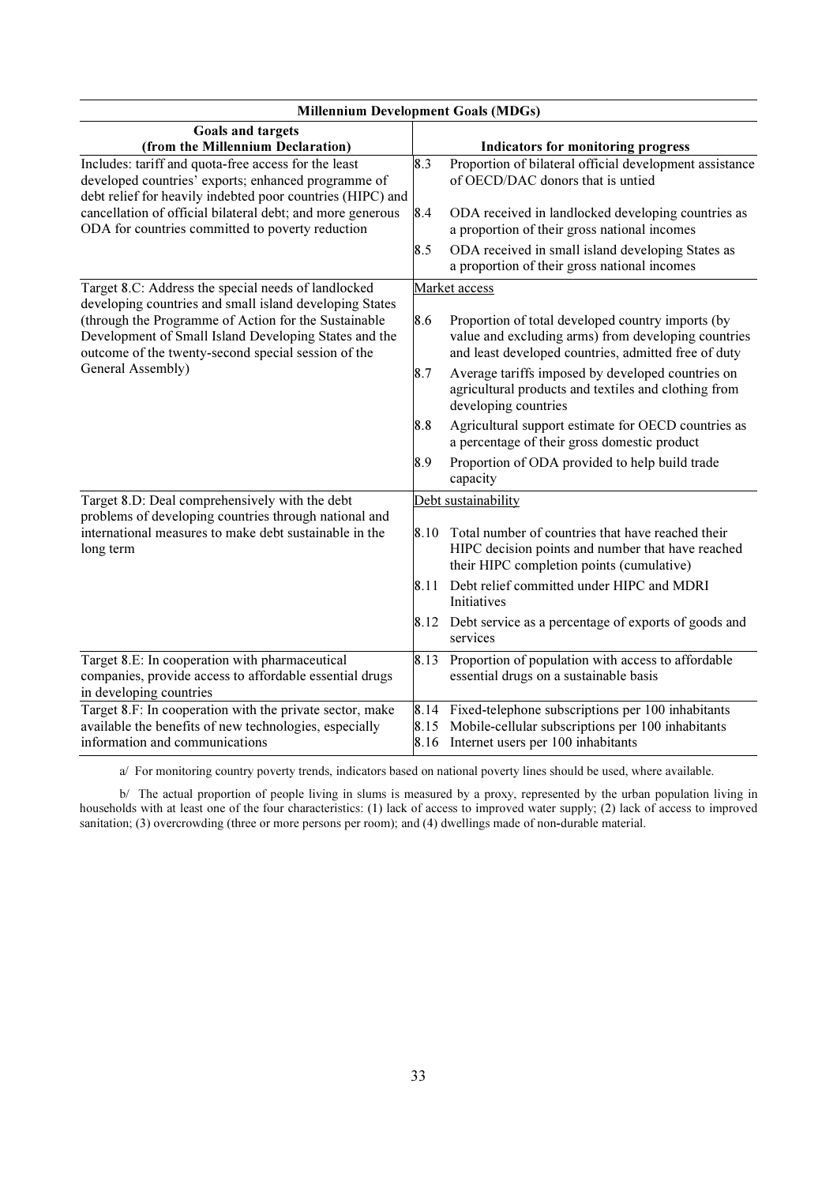| Millennium Development Goals (MDGs) | |
|---|---|
| **Goals and targets (from the Millennium Declaration)** | **Indicators for monitoring progress** |
| Includes: tariff and quota-free access for the least developed countries' exports; enhanced programme of debt relief for heavily indebted poor countries (HIPC) and cancellation of official bilateral debt; and more generous ODA for countries committed to poverty reduction | 8.3 Proportion of bilateral official development assistance of OECD/DAC donors that is untied<br>8.4 ODA received in landlocked developing countries as a proportion of their gross national incomes<br>8.5 ODA received in small island developing States as a proportion of their gross national incomes |
| Target 8.C: Address the special needs of landlocked developing countries and small island developing States (through the Programme of Action for the Sustainable Development of Small Island Developing States and the outcome of the twenty-second special session of the General Assembly) | Market access<br>8.6 Proportion of total developed country imports (by value and excluding arms) from developing countries and least developed countries, admitted free of duty<br>8.7 Average tariffs imposed by developed countries on agricultural products and textiles and clothing from developing countries<br>8.8 Agricultural support estimate for OECD countries as a percentage of their gross domestic product<br>8.9 Proportion of ODA provided to help build trade capacity |
| Target 8.D: Deal comprehensively with the debt problems of developing countries through national and international measures to make debt sustainable in the long term | Debt sustainability<br>8.10 Total number of countries that have reached their HIPC decision points and number that have reached their HIPC completion points (cumulative)<br>8.11 Debt relief committed under HIPC and MDRI Initiatives<br>8.12 Debt service as a percentage of exports of goods and services |
| Target 8.E: In cooperation with pharmaceutical companies, provide access to affordable essential drugs in developing countries | 8.13 Proportion of population with access to affordable essential drugs on a sustainable basis |
| Target 8.F: In cooperation with the private sector, make available the benefits of new technologies, especially information and communications | 8.14 Fixed-telephone subscriptions per 100 inhabitants<br>8.15 Mobile-cellular subscriptions per 100 inhabitants<br>8.16 Internet users per 100 inhabitants |

a/ For monitoring country poverty trends, indicators based on national poverty lines should be used, where available.

b/ The actual proportion of people living in slums is measured by a proxy, represented by the urban population living in households with at least one of the four characteristics: (1) lack of access to improved water supply; (2) lack of access to improved sanitation; (3) overcrowding (three or more persons per room); and (4) dwellings made of non-durable material.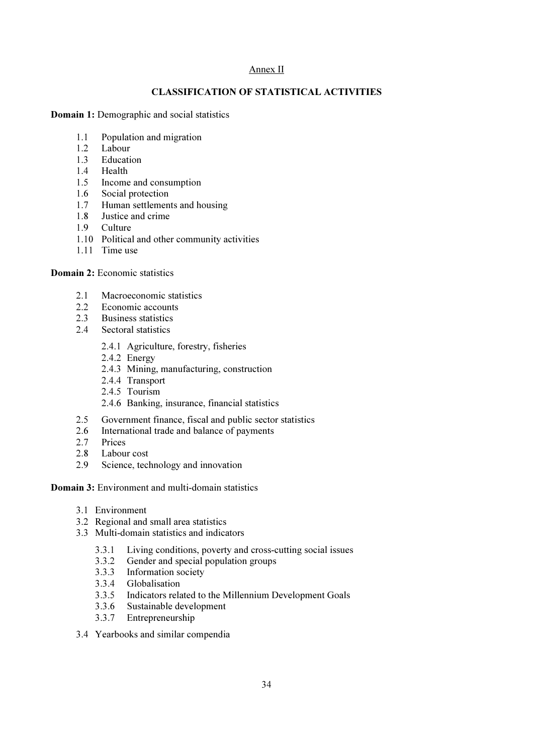Annex II

## CLASSIFICATION OF STATISTICAL ACTIVITIES

**Domain 1:** Demographic and social statistics

- 1.1 Population and migration
- 1.2 Labour
- 1.3 Education
- 1.4 Health
- 1.5 Income and consumption
- 1.6 Social protection
- 1.7 Human settlements and housing
- 1.8 Justice and crime
- 1.9 Culture
- 1.10 Political and other community activities
- 1.11 Time use

**Domain 2:** Economic statistics

- 2.1 Macroeconomic statistics
- 2.2 Economic accounts
- 2.3 Business statistics
- 2.4 Sectoral statistics
  - 2.4.1 Agriculture, forestry, fisheries
  - 2.4.2 Energy
  - 2.4.3 Mining, manufacturing, construction
  - 2.4.4 Transport
  - 2.4.5 Tourism
  - 2.4.6 Banking, insurance, financial statistics
- 2.5 Government finance, fiscal and public sector statistics
- 2.6 International trade and balance of payments
- 2.7 Prices
- 2.8 Labour cost
- 2.9 Science, technology and innovation

**Domain 3:** Environment and multi-domain statistics

- 3.1 Environment
- 3.2 Regional and small area statistics
- 3.3 Multi-domain statistics and indicators
  - 3.3.1 Living conditions, poverty and cross-cutting social issues
  - 3.3.2 Gender and special population groups
  - 3.3.3 Information society
  - 3.3.4 Globalisation
  - 3.3.5 Indicators related to the Millennium Development Goals
  - 3.3.6 Sustainable development
  - 3.3.7 Entrepreneurship
- 3.4 Yearbooks and similar compendia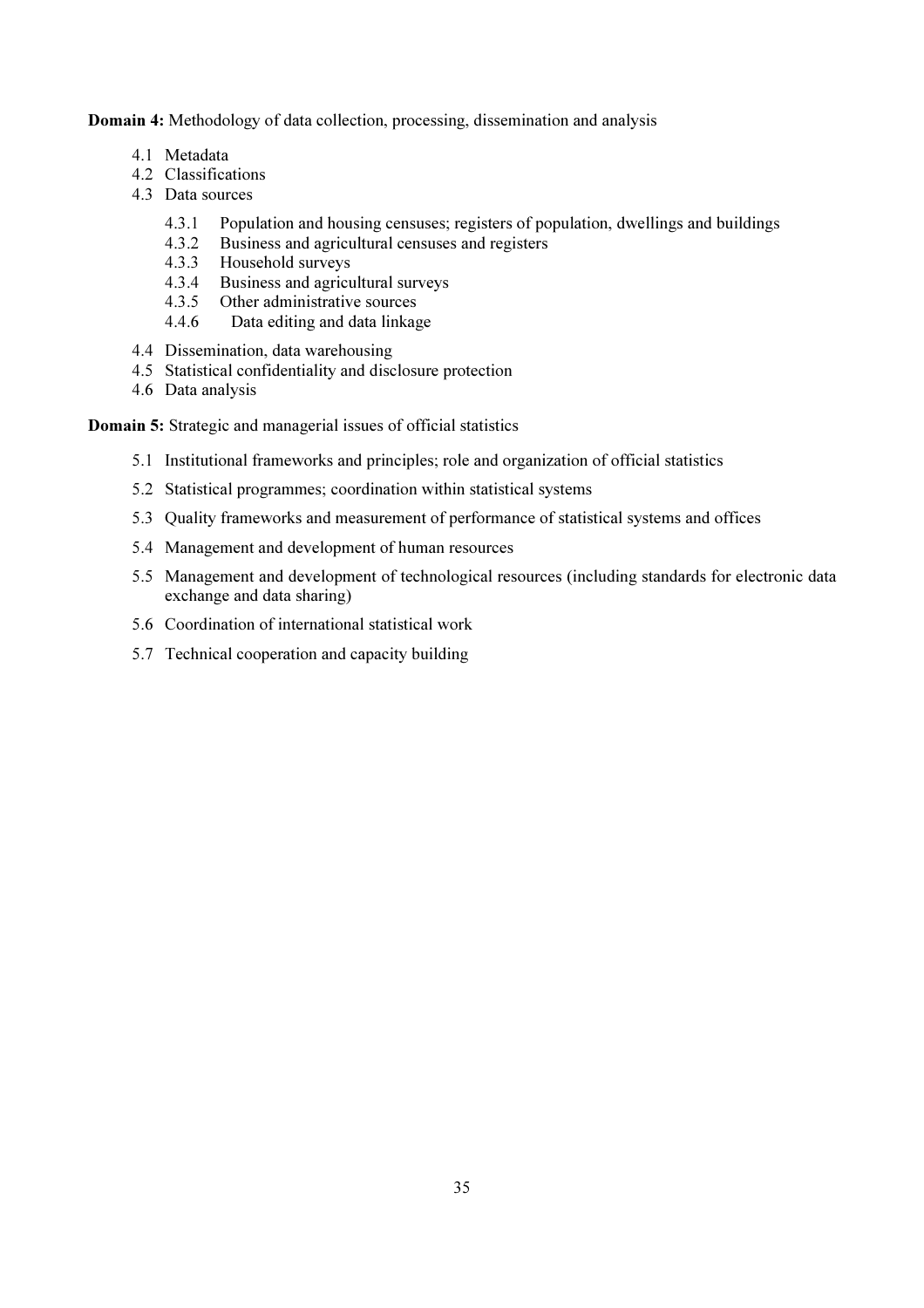**Domain 4:** Methodology of data collection, processing, dissemination and analysis

- 4.1 Metadata
- 4.2 Classifications
- 4.3 Data sources
  - 4.3.1 Population and housing censuses; registers of population, dwellings and buildings
  - 4.3.2 Business and agricultural censuses and registers
  - 4.3.3 Household surveys
  - 4.3.4 Business and agricultural surveys
  - 4.3.5 Other administrative sources
  - 4.4.6 Data editing and data linkage
- 4.4 Dissemination, data warehousing
- 4.5 Statistical confidentiality and disclosure protection
- 4.6 Data analysis

**Domain 5:** Strategic and managerial issues of official statistics

- 5.1 Institutional frameworks and principles; role and organization of official statistics
- 5.2 Statistical programmes; coordination within statistical systems
- 5.3 Quality frameworks and measurement of performance of statistical systems and offices
- 5.4 Management and development of human resources
- 5.5 Management and development of technological resources (including standards for electronic data exchange and data sharing)
- 5.6 Coordination of international statistical work
- 5.7 Technical cooperation and capacity building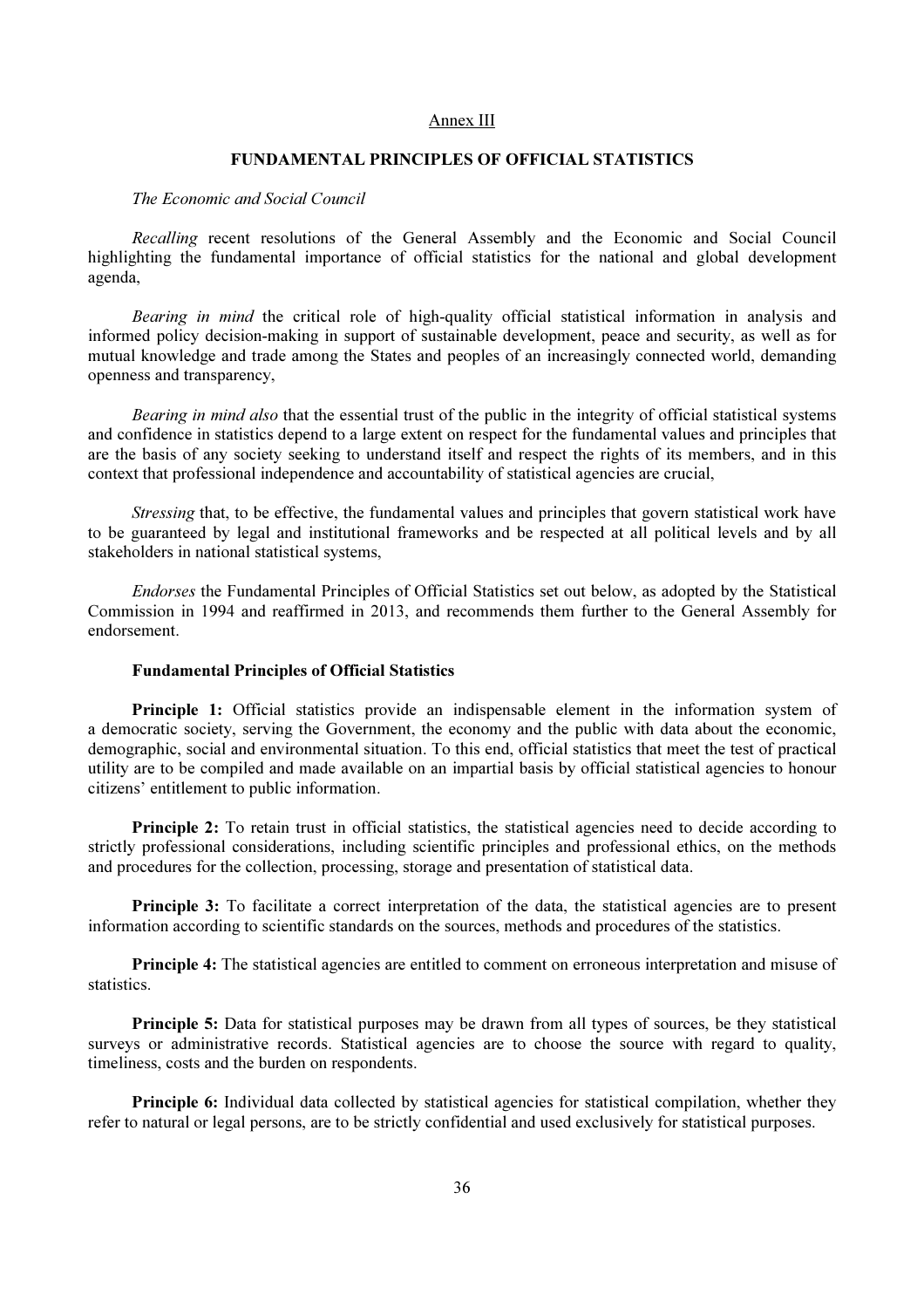Annex III

## FUNDAMENTAL PRINCIPLES OF OFFICIAL STATISTICS

*The Economic and Social Council*

*Recalling* recent resolutions of the General Assembly and the Economic and Social Council highlighting the fundamental importance of official statistics for the national and global development agenda,

*Bearing in mind* the critical role of high-quality official statistical information in analysis and informed policy decision-making in support of sustainable development, peace and security, as well as for mutual knowledge and trade among the States and peoples of an increasingly connected world, demanding openness and transparency,

*Bearing in mind also* that the essential trust of the public in the integrity of official statistical systems and confidence in statistics depend to a large extent on respect for the fundamental values and principles that are the basis of any society seeking to understand itself and respect the rights of its members, and in this context that professional independence and accountability of statistical agencies are crucial,

*Stressing* that, to be effective, the fundamental values and principles that govern statistical work have to be guaranteed by legal and institutional frameworks and be respected at all political levels and by all stakeholders in national statistical systems,

*Endorses* the Fundamental Principles of Official Statistics set out below, as adopted by the Statistical Commission in 1994 and reaffirmed in 2013, and recommends them further to the General Assembly for endorsement.

### Fundamental Principles of Official Statistics

**Principle 1:** Official statistics provide an indispensable element in the information system of a democratic society, serving the Government, the economy and the public with data about the economic, demographic, social and environmental situation. To this end, official statistics that meet the test of practical utility are to be compiled and made available on an impartial basis by official statistical agencies to honour citizens' entitlement to public information.

**Principle 2:** To retain trust in official statistics, the statistical agencies need to decide according to strictly professional considerations, including scientific principles and professional ethics, on the methods and procedures for the collection, processing, storage and presentation of statistical data.

**Principle 3:** To facilitate a correct interpretation of the data, the statistical agencies are to present information according to scientific standards on the sources, methods and procedures of the statistics.

**Principle 4:** The statistical agencies are entitled to comment on erroneous interpretation and misuse of statistics.

**Principle 5:** Data for statistical purposes may be drawn from all types of sources, be they statistical surveys or administrative records. Statistical agencies are to choose the source with regard to quality, timeliness, costs and the burden on respondents.

**Principle 6:** Individual data collected by statistical agencies for statistical compilation, whether they refer to natural or legal persons, are to be strictly confidential and used exclusively for statistical purposes.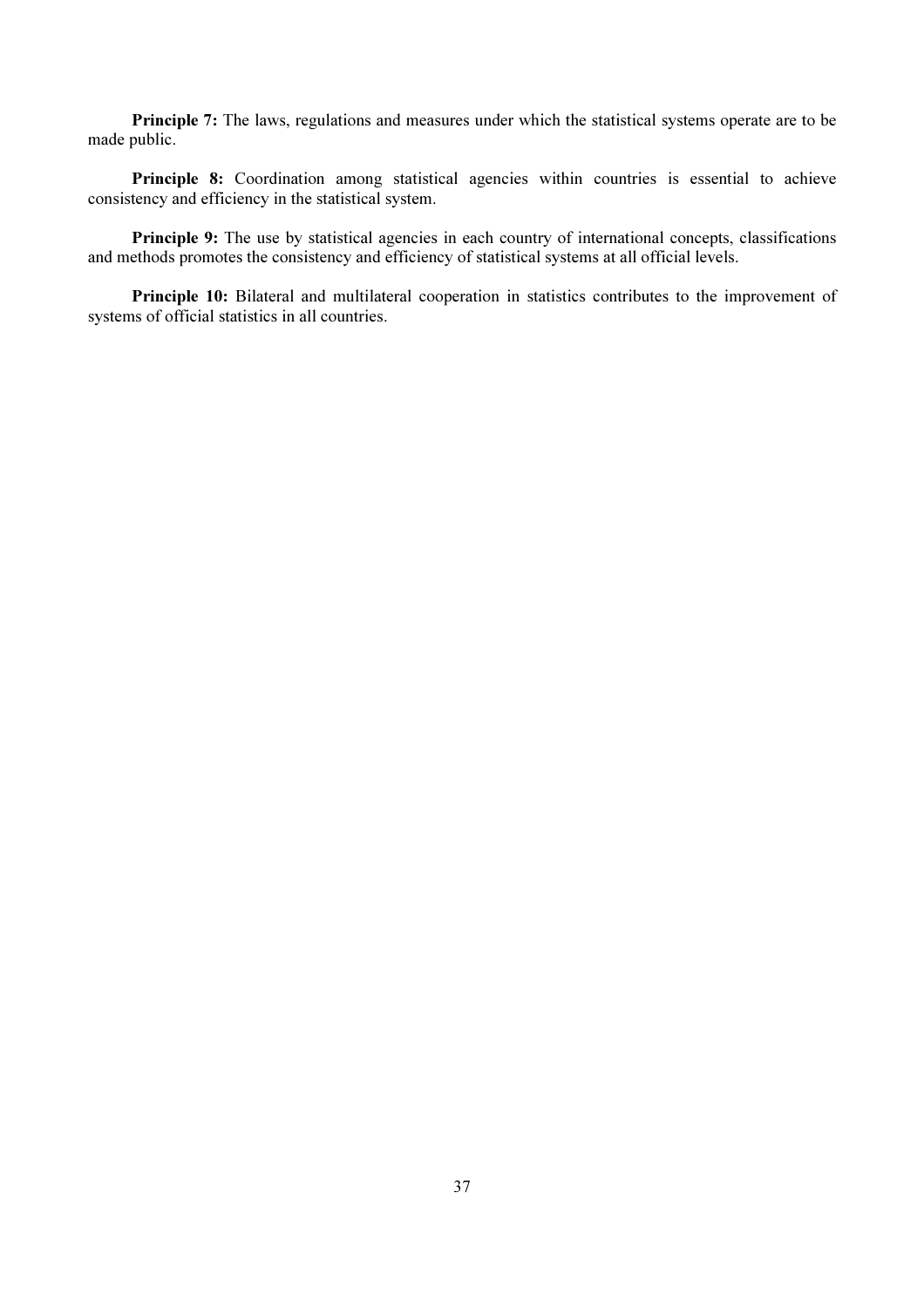**Principle 7:** The laws, regulations and measures under which the statistical systems operate are to be made public.

**Principle 8:** Coordination among statistical agencies within countries is essential to achieve consistency and efficiency in the statistical system.

**Principle 9:** The use by statistical agencies in each country of international concepts, classifications and methods promotes the consistency and efficiency of statistical systems at all official levels.

**Principle 10:** Bilateral and multilateral cooperation in statistics contributes to the improvement of systems of official statistics in all countries.